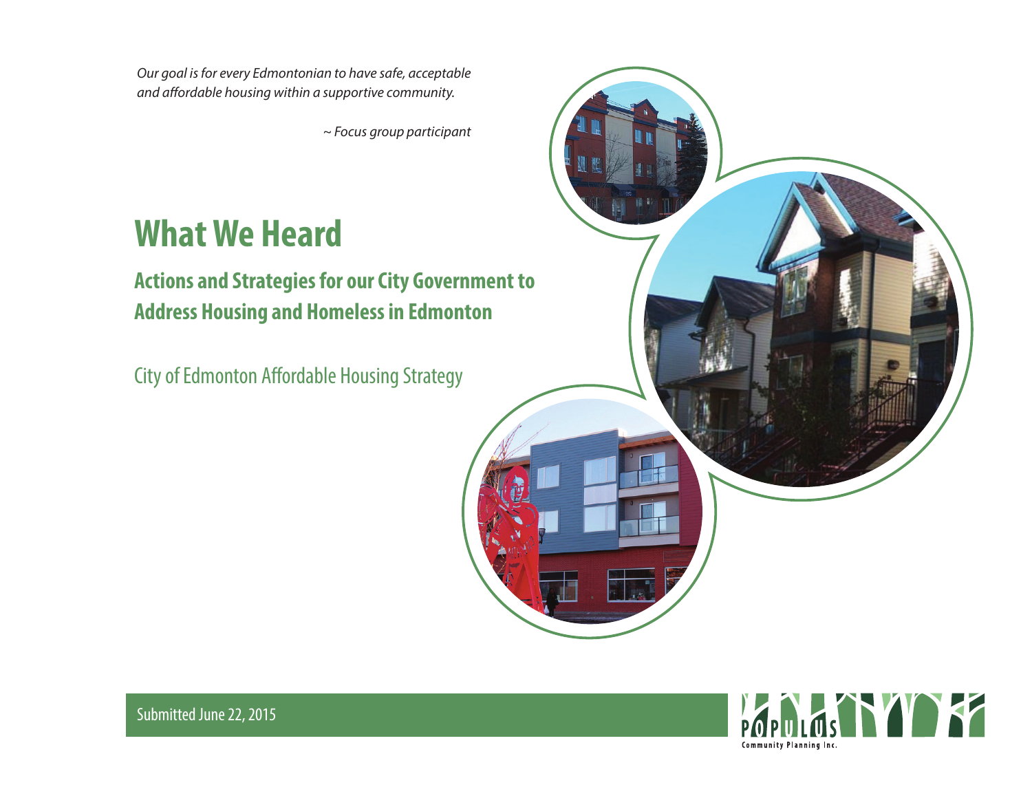*Our goal is for every Edmontonian to have safe, acceptable and affordable housing within a supportive community.*

*~ Focus group participant*

# What We Heard

## Actions and Strategies for our City Government to Address Housing and Homeless in Edmonton

City of Edmonton Affordable Housing Strategy

Submitted June 22, 2015

POPULUS Community Planning Inc.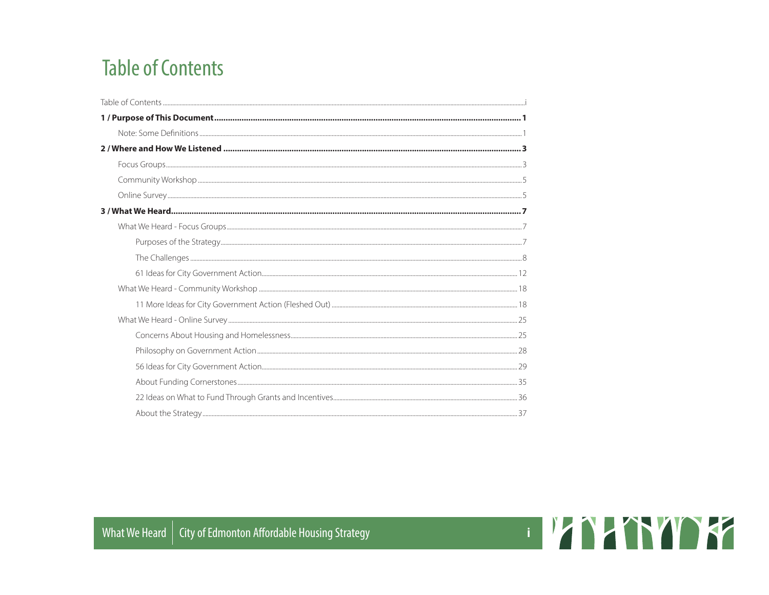# Table of Contents

Table of Contents ..... i

**1 / Purpose of This Document ..... 1**

- Note: Some Definitions ..... 1

**2 / Where and How We Listened ..... 3**

- Focus Groups ..... 3
- Community Workshop ..... 5
- Online Survey ..... 5

**3 / What We Heard ..... 7**

- What We Heard - Focus Groups ..... 7
  - Purposes of the Strategy ..... 7
  - The Challenges ..... 8
  - 61 Ideas for City Government Action ..... 12
- What We Heard - Community Workshop ..... 18
  - 11 More Ideas for City Government Action (Fleshed Out) ..... 18
- What We Heard - Online Survey ..... 25
  - Concerns About Housing and Homelessness ..... 25
  - Philosophy on Government Action ..... 28
  - 56 Ideas for City Government Action ..... 29
  - About Funding Cornerstones ..... 35
  - 22 Ideas on What to Fund Through Grants and Incentives ..... 36
  - About the Strategy ..... 37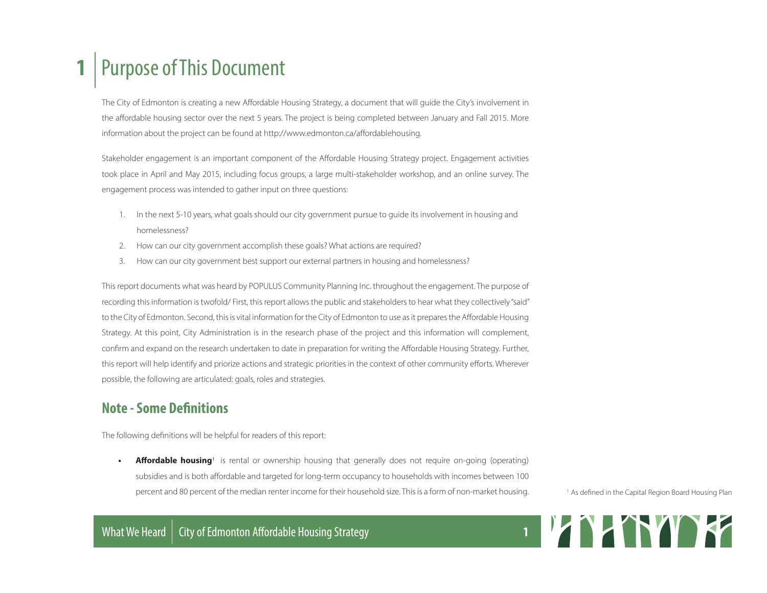# 1 Purpose of This Document

The City of Edmonton is creating a new Affordable Housing Strategy, a document that will guide the City's involvement in the affordable housing sector over the next 5 years. The project is being completed between January and Fall 2015. More information about the project can be found at http://www.edmonton.ca/affordablehousing.

Stakeholder engagement is an important component of the Affordable Housing Strategy project. Engagement activities took place in April and May 2015, including focus groups, a large multi-stakeholder workshop, and an online survey. The engagement process was intended to gather input on three questions:

1. In the next 5-10 years, what goals should our city government pursue to guide its involvement in housing and homelessness?
2. How can our city government accomplish these goals? What actions are required?
3. How can our city government best support our external partners in housing and homelessness?

This report documents what was heard by POPULUS Community Planning Inc. throughout the engagement. The purpose of recording this information is twofold/ First, this report allows the public and stakeholders to hear what they collectively "said" to the City of Edmonton. Second, this is vital information for the City of Edmonton to use as it prepares the Affordable Housing Strategy. At this point, City Administration is in the research phase of the project and this information will complement, confirm and expand on the research undertaken to date in preparation for writing the Affordable Housing Strategy. Further, this report will help identify and priorize actions and strategic priorities in the context of other community efforts. Wherever possible, the following are articulated: goals, roles and strategies.

## Note - Some Definitions

The following definitions will be helpful for readers of this report:

- **Affordable housing**[1] is rental or ownership housing that generally does not require on-going (operating) subsidies and is both affordable and targeted for long-term occupancy to households with incomes between 100 percent and 80 percent of the median renter income for their household size. This is a form of non-market housing.

[1] As defined in the Capital Region Board Housing Plan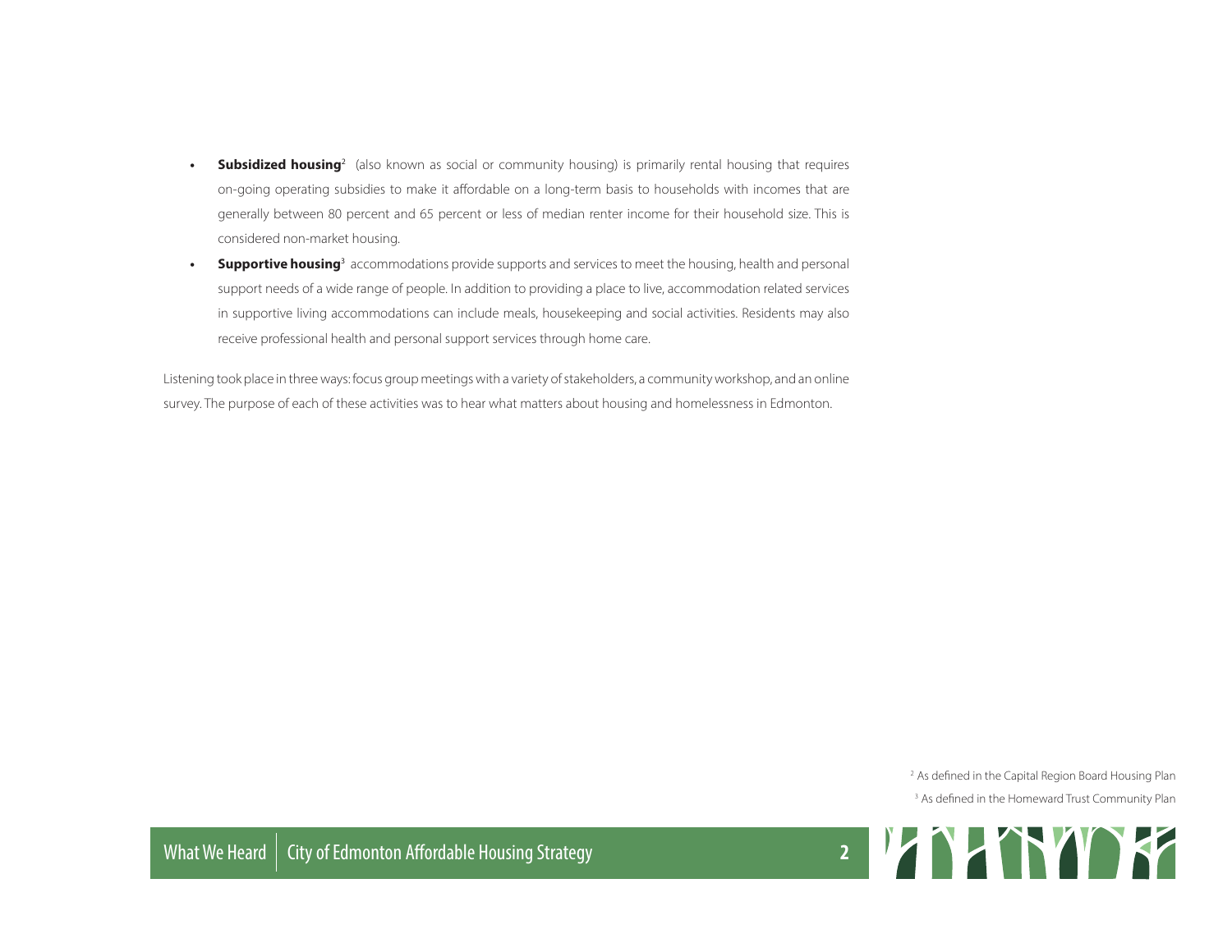- **Subsidized housing**[2] (also known as social or community housing) is primarily rental housing that requires on-going operating subsidies to make it affordable on a long-term basis to households with incomes that are generally between 80 percent and 65 percent or less of median renter income for their household size. This is considered non-market housing.
- **Supportive housing**[3] accommodations provide supports and services to meet the housing, health and personal support needs of a wide range of people. In addition to providing a place to live, accommodation related services in supportive living accommodations can include meals, housekeeping and social activities. Residents may also receive professional health and personal support services through home care.

Listening took place in three ways: focus group meetings with a variety of stakeholders, a community workshop, and an online survey. The purpose of each of these activities was to hear what matters about housing and homelessness in Edmonton.

[2] As defined in the Capital Region Board Housing Plan

[3] As defined in the Homeward Trust Community Plan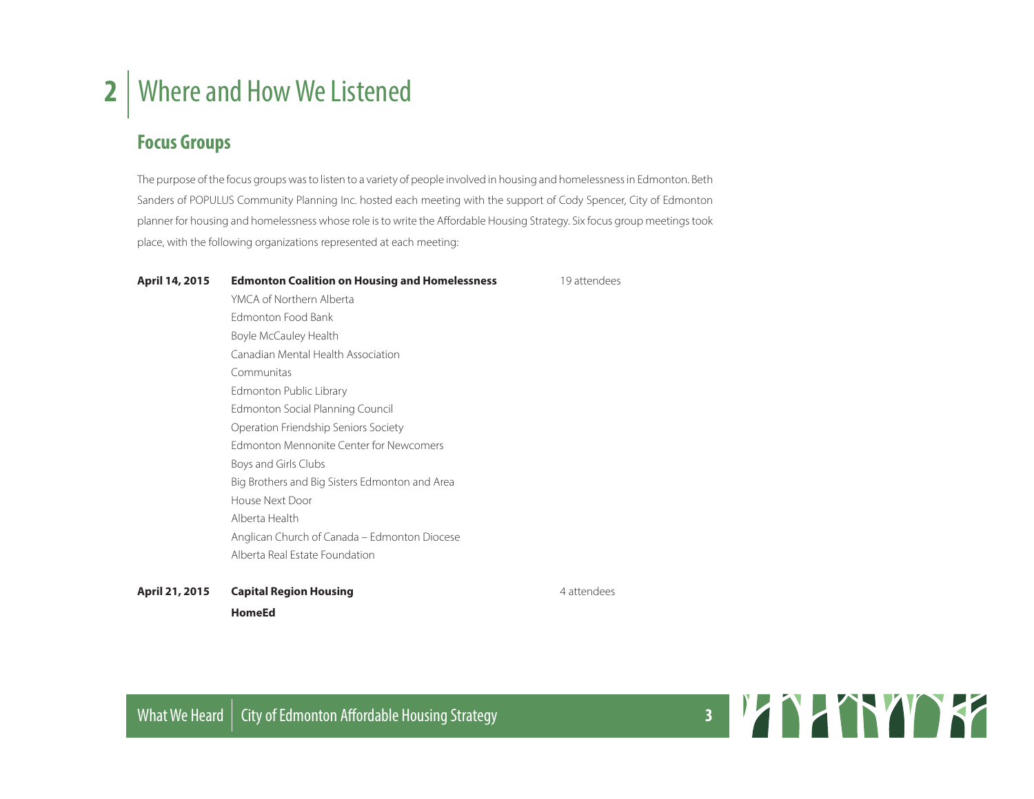# 2 | Where and How We Listened

## Focus Groups

The purpose of the focus groups was to listen to a variety of people involved in housing and homelessness in Edmonton. Beth Sanders of POPULUS Community Planning Inc. hosted each meeting with the support of Cody Spencer, City of Edmonton planner for housing and homelessness whose role is to write the Affordable Housing Strategy. Six focus group meetings took place, with the following organizations represented at each meeting:

| Date | Organizations | Attendees |
|---|---|---|
| **April 14, 2015** | **Edmonton Coalition on Housing and Homelessness** | 19 attendees |
| | YMCA of Northern Alberta | |
| | Edmonton Food Bank | |
| | Boyle McCauley Health | |
| | Canadian Mental Health Association | |
| | Communitas | |
| | Edmonton Public Library | |
| | Edmonton Social Planning Council | |
| | Operation Friendship Seniors Society | |
| | Edmonton Mennonite Center for Newcomers | |
| | Boys and Girls Clubs | |
| | Big Brothers and Big Sisters Edmonton and Area | |
| | House Next Door | |
| | Alberta Health | |
| | Anglican Church of Canada – Edmonton Diocese | |
| | Alberta Real Estate Foundation | |
| **April 21, 2015** | **Capital Region Housing** | 4 attendees |
| | **HomeEd** | |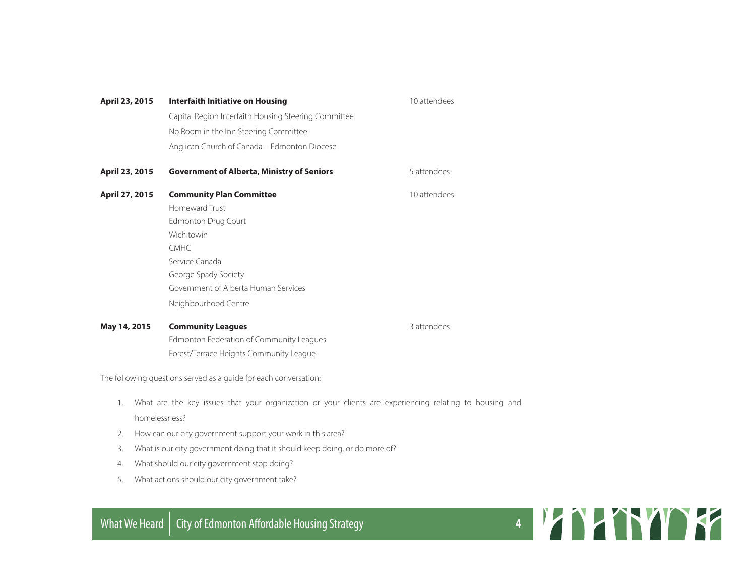| | | |
|---|---|---|
| **April 23, 2015** | **Interfaith Initiative on Housing**<br>Capital Region Interfaith Housing Steering Committee<br>No Room in the Inn Steering Committee<br>Anglican Church of Canada – Edmonton Diocese | 10 attendees |
| **April 23, 2015** | **Government of Alberta, Ministry of Seniors** | 5 attendees |
| **April 27, 2015** | **Community Plan Committee**<br>Homeward Trust<br>Edmonton Drug Court<br>Wichitowin<br>CMHC<br>Service Canada<br>George Spady Society<br>Government of Alberta Human Services<br>Neighbourhood Centre | 10 attendees |
| **May 14, 2015** | **Community Leagues**<br>Edmonton Federation of Community Leagues<br>Forest/Terrace Heights Community League | 3 attendees |

The following questions served as a guide for each conversation:

1. What are the key issues that your organization or your clients are experiencing relating to housing and homelessness?
2. How can our city government support your work in this area?
3. What is our city government doing that it should keep doing, or do more of?
4. What should our city government stop doing?
5. What actions should our city government take?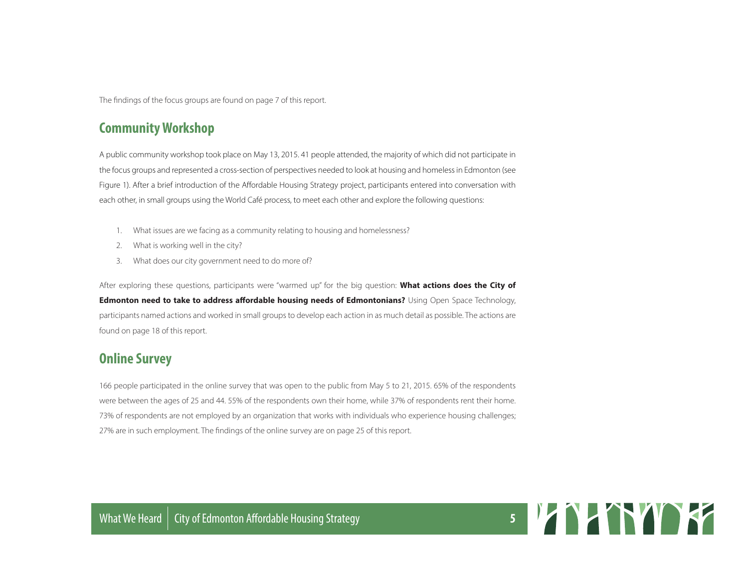The findings of the focus groups are found on page 7 of this report.

## Community Workshop

A public community workshop took place on May 13, 2015. 41 people attended, the majority of which did not participate in the focus groups and represented a cross-section of perspectives needed to look at housing and homeless in Edmonton (see Figure 1). After a brief introduction of the Affordable Housing Strategy project, participants entered into conversation with each other, in small groups using the World Café process, to meet each other and explore the following questions:

1. What issues are we facing as a community relating to housing and homelessness?
2. What is working well in the city?
3. What does our city government need to do more of?

After exploring these questions, participants were "warmed up" for the big question: **What actions does the City of Edmonton need to take to address affordable housing needs of Edmontonians?** Using Open Space Technology, participants named actions and worked in small groups to develop each action in as much detail as possible. The actions are found on page 18 of this report.

## Online Survey

166 people participated in the online survey that was open to the public from May 5 to 21, 2015. 65% of the respondents were between the ages of 25 and 44. 55% of the respondents own their home, while 37% of respondents rent their home. 73% of respondents are not employed by an organization that works with individuals who experience housing challenges; 27% are in such employment. The findings of the online survey are on page 25 of this report.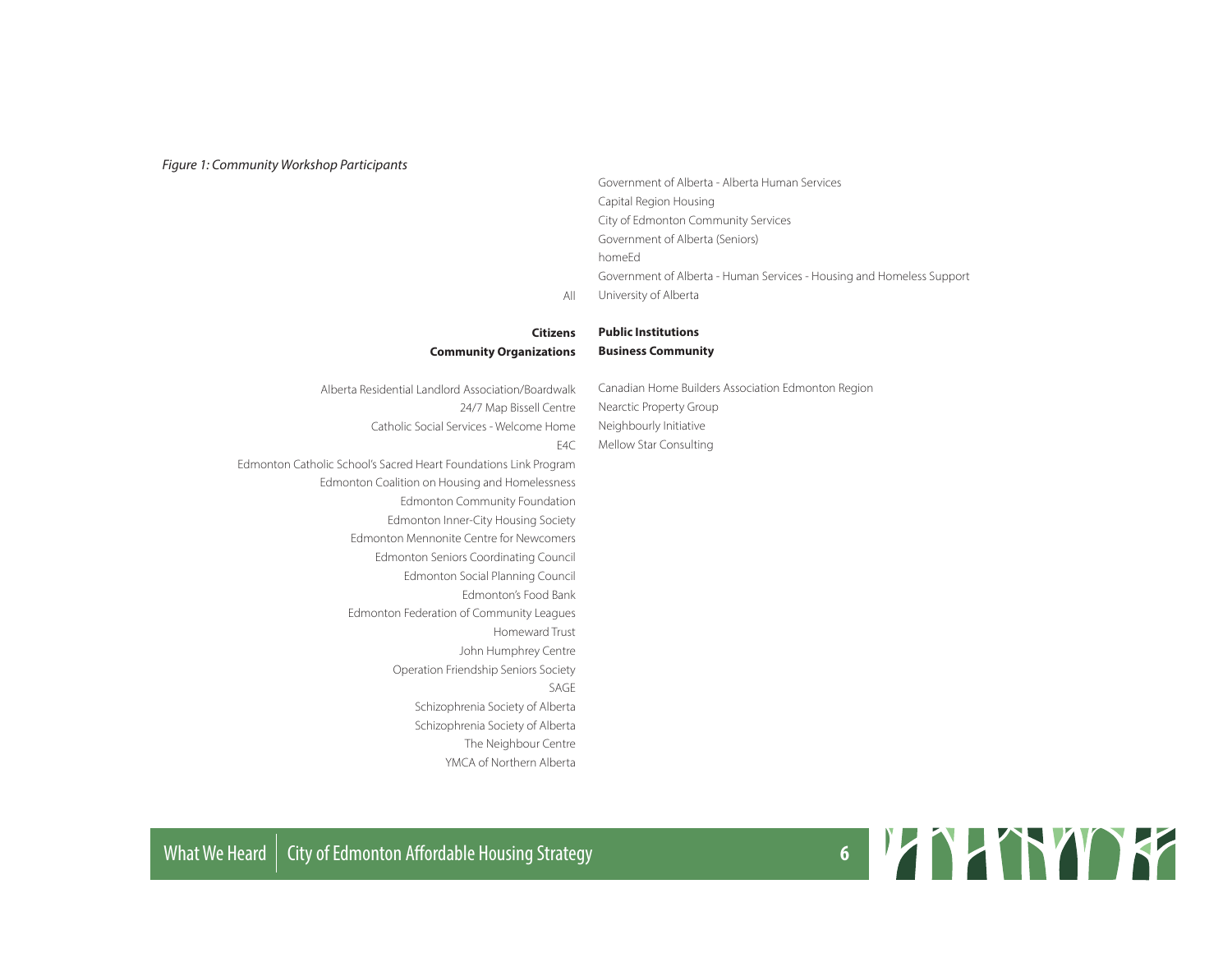*Figure 1: Community Workshop Participants*

**All**

- Government of Alberta - Alberta Human Services
- Capital Region Housing
- City of Edmonton Community Services
- Government of Alberta (Seniors)
- homeEd
- Government of Alberta - Human Services - Housing and Homeless Support
- University of Alberta

**Citizens**

**Public Institutions**

**Community Organizations**

- Alberta Residential Landlord Association/Boardwalk
- 24/7 Map Bissell Centre
- Catholic Social Services - Welcome Home
- E4C
- Edmonton Catholic School's Sacred Heart Foundations Link Program
- Edmonton Coalition on Housing and Homelessness
- Edmonton Community Foundation
- Edmonton Inner-City Housing Society
- Edmonton Mennonite Centre for Newcomers
- Edmonton Seniors Coordinating Council
- Edmonton Social Planning Council
- Edmonton's Food Bank
- Edmonton Federation of Community Leagues
- Homeward Trust
- John Humphrey Centre
- Operation Friendship Seniors Society
- SAGE
- Schizophrenia Society of Alberta
- Schizophrenia Society of Alberta
- The Neighbour Centre
- YMCA of Northern Alberta

**Business Community**

- Canadian Home Builders Association Edmonton Region
- Nearctic Property Group
- Neighbourly Initiative
- Mellow Star Consulting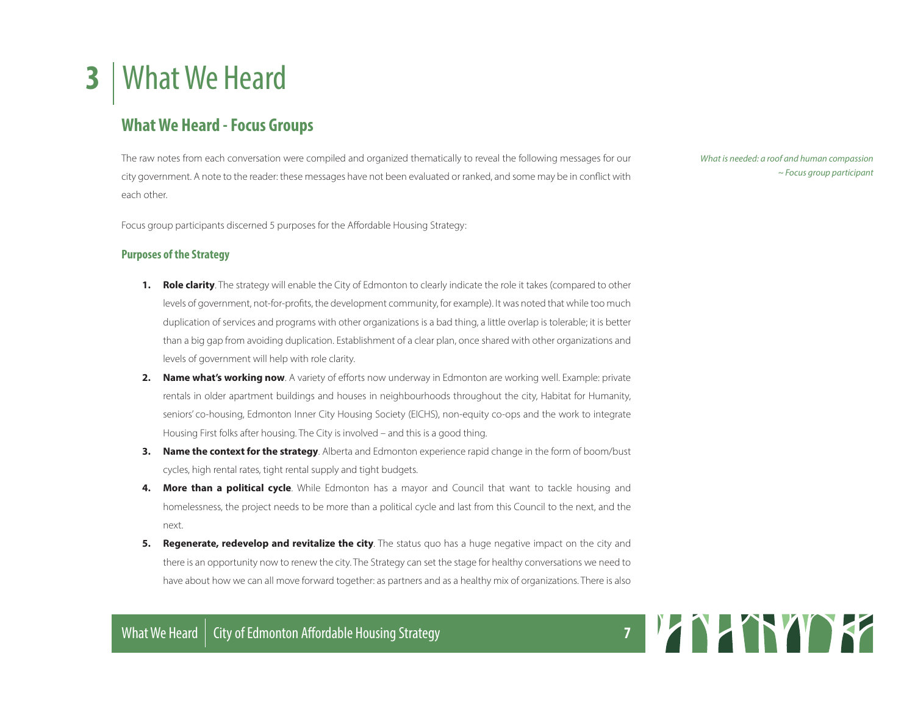# 3 What We Heard

## What We Heard - Focus Groups

The raw notes from each conversation were compiled and organized thematically to reveal the following messages for our city government. A note to the reader: these messages have not been evaluated or ranked, and some may be in conflict with each other.

*What is needed: a roof and human compassion*
*~ Focus group participant*

Focus group participants discerned 5 purposes for the Affordable Housing Strategy:

### Purposes of the Strategy

1. **Role clarity**. The strategy will enable the City of Edmonton to clearly indicate the role it takes (compared to other levels of government, not-for-profits, the development community, for example). It was noted that while too much duplication of services and programs with other organizations is a bad thing, a little overlap is tolerable; it is better than a big gap from avoiding duplication. Establishment of a clear plan, once shared with other organizations and levels of government will help with role clarity.
2. **Name what's working now**. A variety of efforts now underway in Edmonton are working well. Example: private rentals in older apartment buildings and houses in neighbourhoods throughout the city, Habitat for Humanity, seniors' co-housing, Edmonton Inner City Housing Society (EICHS), non-equity co-ops and the work to integrate Housing First folks after housing. The City is involved – and this is a good thing.
3. **Name the context for the strategy**. Alberta and Edmonton experience rapid change in the form of boom/bust cycles, high rental rates, tight rental supply and tight budgets.
4. **More than a political cycle**. While Edmonton has a mayor and Council that want to tackle housing and homelessness, the project needs to be more than a political cycle and last from this Council to the next, and the next.
5. **Regenerate, redevelop and revitalize the city**. The status quo has a huge negative impact on the city and there is an opportunity now to renew the city. The Strategy can set the stage for healthy conversations we need to have about how we can all move forward together: as partners and as a healthy mix of organizations. There is also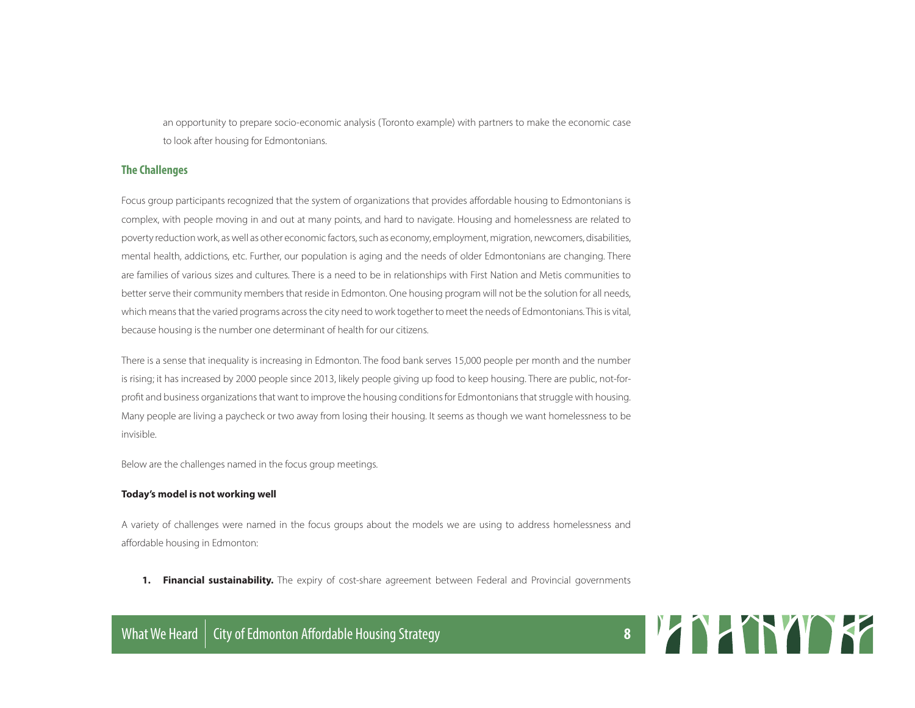an opportunity to prepare socio-economic analysis (Toronto example) with partners to make the economic case to look after housing for Edmontonians.

## The Challenges

Focus group participants recognized that the system of organizations that provides affordable housing to Edmontonians is complex, with people moving in and out at many points, and hard to navigate. Housing and homelessness are related to poverty reduction work, as well as other economic factors, such as economy, employment, migration, newcomers, disabilities, mental health, addictions, etc. Further, our population is aging and the needs of older Edmontonians are changing. There are families of various sizes and cultures. There is a need to be in relationships with First Nation and Metis communities to better serve their community members that reside in Edmonton. One housing program will not be the solution for all needs, which means that the varied programs across the city need to work together to meet the needs of Edmontonians. This is vital, because housing is the number one determinant of health for our citizens.

There is a sense that inequality is increasing in Edmonton. The food bank serves 15,000 people per month and the number is rising; it has increased by 2000 people since 2013, likely people giving up food to keep housing. There are public, not-for-profit and business organizations that want to improve the housing conditions for Edmontonians that struggle with housing. Many people are living a paycheck or two away from losing their housing. It seems as though we want homelessness to be invisible.

Below are the challenges named in the focus group meetings.

**Today's model is not working well**

A variety of challenges were named in the focus groups about the models we are using to address homelessness and affordable housing in Edmonton:

1. **Financial sustainability.** The expiry of cost-share agreement between Federal and Provincial governments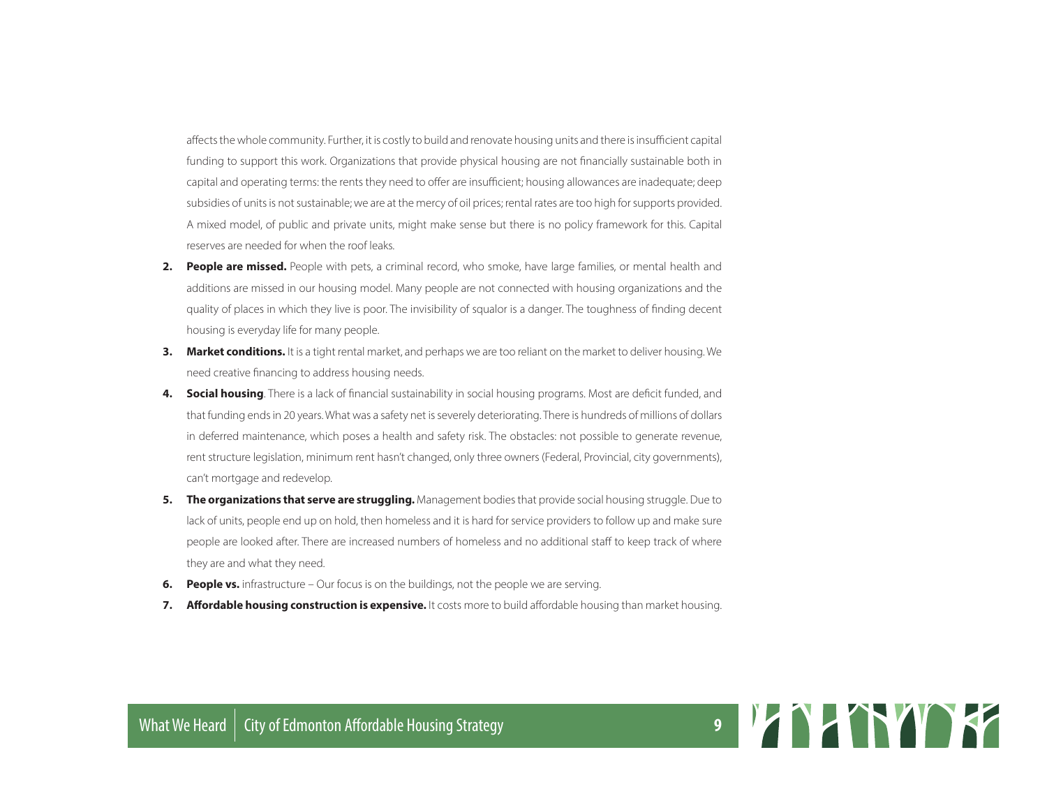affects the whole community. Further, it is costly to build and renovate housing units and there is insufficient capital funding to support this work. Organizations that provide physical housing are not financially sustainable both in capital and operating terms: the rents they need to offer are insufficient; housing allowances are inadequate; deep subsidies of units is not sustainable; we are at the mercy of oil prices; rental rates are too high for supports provided. A mixed model, of public and private units, might make sense but there is no policy framework for this. Capital reserves are needed for when the roof leaks.

2. **People are missed.** People with pets, a criminal record, who smoke, have large families, or mental health and additions are missed in our housing model. Many people are not connected with housing organizations and the quality of places in which they live is poor. The invisibility of squalor is a danger. The toughness of finding decent housing is everyday life for many people.
3. **Market conditions.** It is a tight rental market, and perhaps we are too reliant on the market to deliver housing. We need creative financing to address housing needs.
4. **Social housing**. There is a lack of financial sustainability in social housing programs. Most are deficit funded, and that funding ends in 20 years. What was a safety net is severely deteriorating. There is hundreds of millions of dollars in deferred maintenance, which poses a health and safety risk. The obstacles: not possible to generate revenue, rent structure legislation, minimum rent hasn't changed, only three owners (Federal, Provincial, city governments), can't mortgage and redevelop.
5. **The organizations that serve are struggling.** Management bodies that provide social housing struggle. Due to lack of units, people end up on hold, then homeless and it is hard for service providers to follow up and make sure people are looked after. There are increased numbers of homeless and no additional staff to keep track of where they are and what they need.
6. **People vs.** infrastructure – Our focus is on the buildings, not the people we are serving.
7. **Affordable housing construction is expensive.** It costs more to build affordable housing than market housing.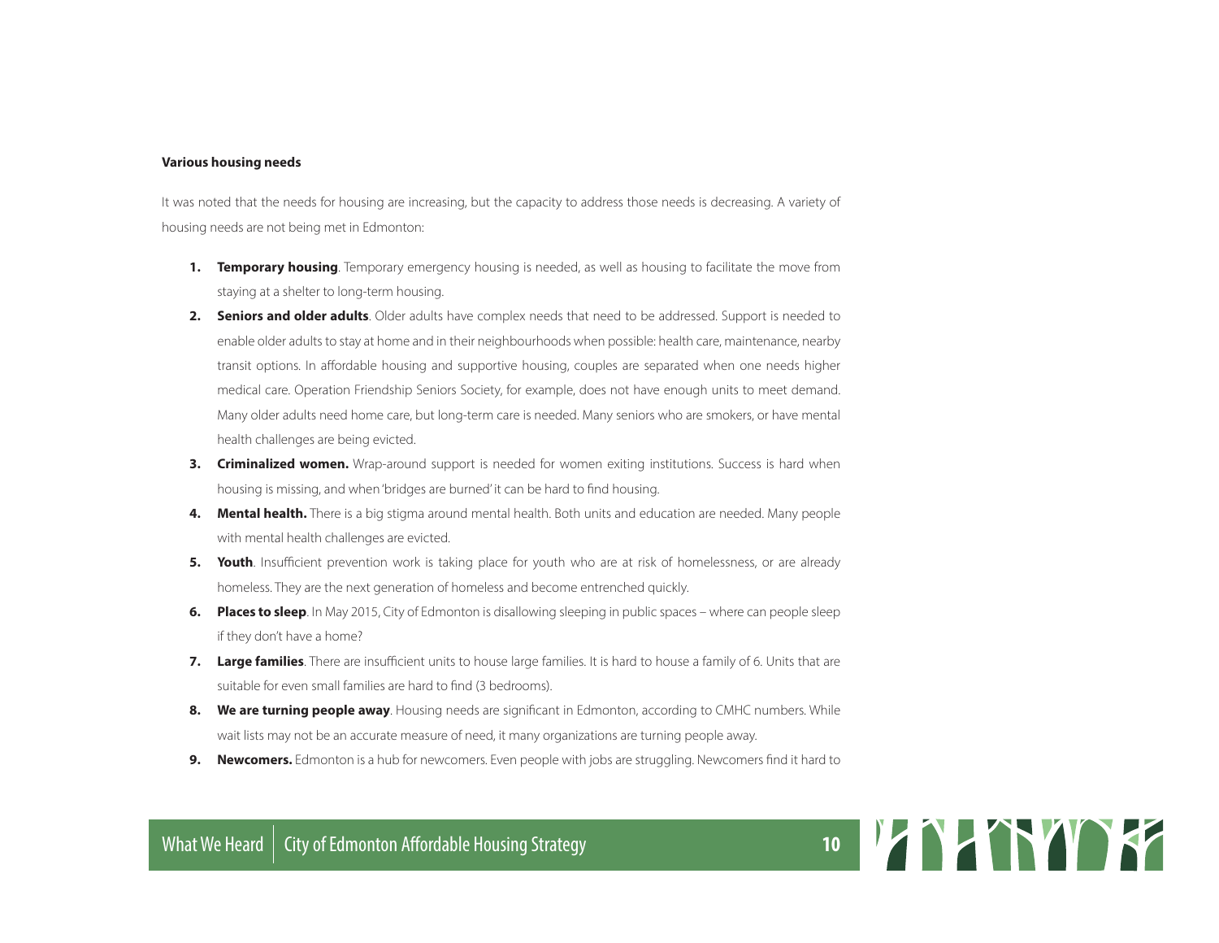**Various housing needs**

It was noted that the needs for housing are increasing, but the capacity to address those needs is decreasing. A variety of housing needs are not being met in Edmonton:

1. **Temporary housing**. Temporary emergency housing is needed, as well as housing to facilitate the move from staying at a shelter to long-term housing.
2. **Seniors and older adults**. Older adults have complex needs that need to be addressed. Support is needed to enable older adults to stay at home and in their neighbourhoods when possible: health care, maintenance, nearby transit options. In affordable housing and supportive housing, couples are separated when one needs higher medical care. Operation Friendship Seniors Society, for example, does not have enough units to meet demand. Many older adults need home care, but long-term care is needed. Many seniors who are smokers, or have mental health challenges are being evicted.
3. **Criminalized women.** Wrap-around support is needed for women exiting institutions. Success is hard when housing is missing, and when 'bridges are burned' it can be hard to find housing.
4. **Mental health.** There is a big stigma around mental health. Both units and education are needed. Many people with mental health challenges are evicted.
5. **Youth**. Insufficient prevention work is taking place for youth who are at risk of homelessness, or are already homeless. They are the next generation of homeless and become entrenched quickly.
6. **Places to sleep**. In May 2015, City of Edmonton is disallowing sleeping in public spaces – where can people sleep if they don't have a home?
7. **Large families**. There are insufficient units to house large families. It is hard to house a family of 6. Units that are suitable for even small families are hard to find (3 bedrooms).
8. **We are turning people away**. Housing needs are significant in Edmonton, according to CMHC numbers. While wait lists may not be an accurate measure of need, it many organizations are turning people away.
9. **Newcomers.** Edmonton is a hub for newcomers. Even people with jobs are struggling. Newcomers find it hard to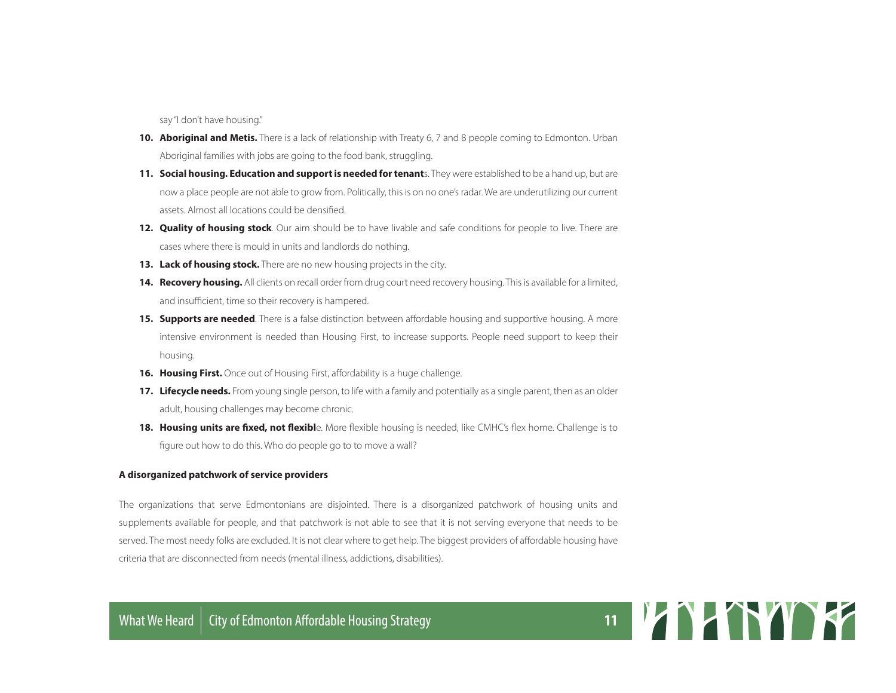say "I don't have housing."

10. **Aboriginal and Metis.** There is a lack of relationship with Treaty 6, 7 and 8 people coming to Edmonton. Urban Aboriginal families with jobs are going to the food bank, struggling.
11. **Social housing. Education and support is needed for tenant**s. They were established to be a hand up, but are now a place people are not able to grow from. Politically, this is on no one's radar. We are underutilizing our current assets. Almost all locations could be densified.
12. **Quality of housing stock**. Our aim should be to have livable and safe conditions for people to live. There are cases where there is mould in units and landlords do nothing.
13. **Lack of housing stock.** There are no new housing projects in the city.
14. **Recovery housing.** All clients on recall order from drug court need recovery housing. This is available for a limited, and insufficient, time so their recovery is hampered.
15. **Supports are needed**. There is a false distinction between affordable housing and supportive housing. A more intensive environment is needed than Housing First, to increase supports. People need support to keep their housing.
16. **Housing First.** Once out of Housing First, affordability is a huge challenge.
17. **Lifecycle needs.** From young single person, to life with a family and potentially as a single parent, then as an older adult, housing challenges may become chronic.
18. **Housing units are fixed, not flexibl**e. More flexible housing is needed, like CMHC's flex home. Challenge is to figure out how to do this. Who do people go to to move a wall?

**A disorganized patchwork of service providers**

The organizations that serve Edmontonians are disjointed. There is a disorganized patchwork of housing units and supplements available for people, and that patchwork is not able to see that it is not serving everyone that needs to be served. The most needy folks are excluded. It is not clear where to get help. The biggest providers of affordable housing have criteria that are disconnected from needs (mental illness, addictions, disabilities).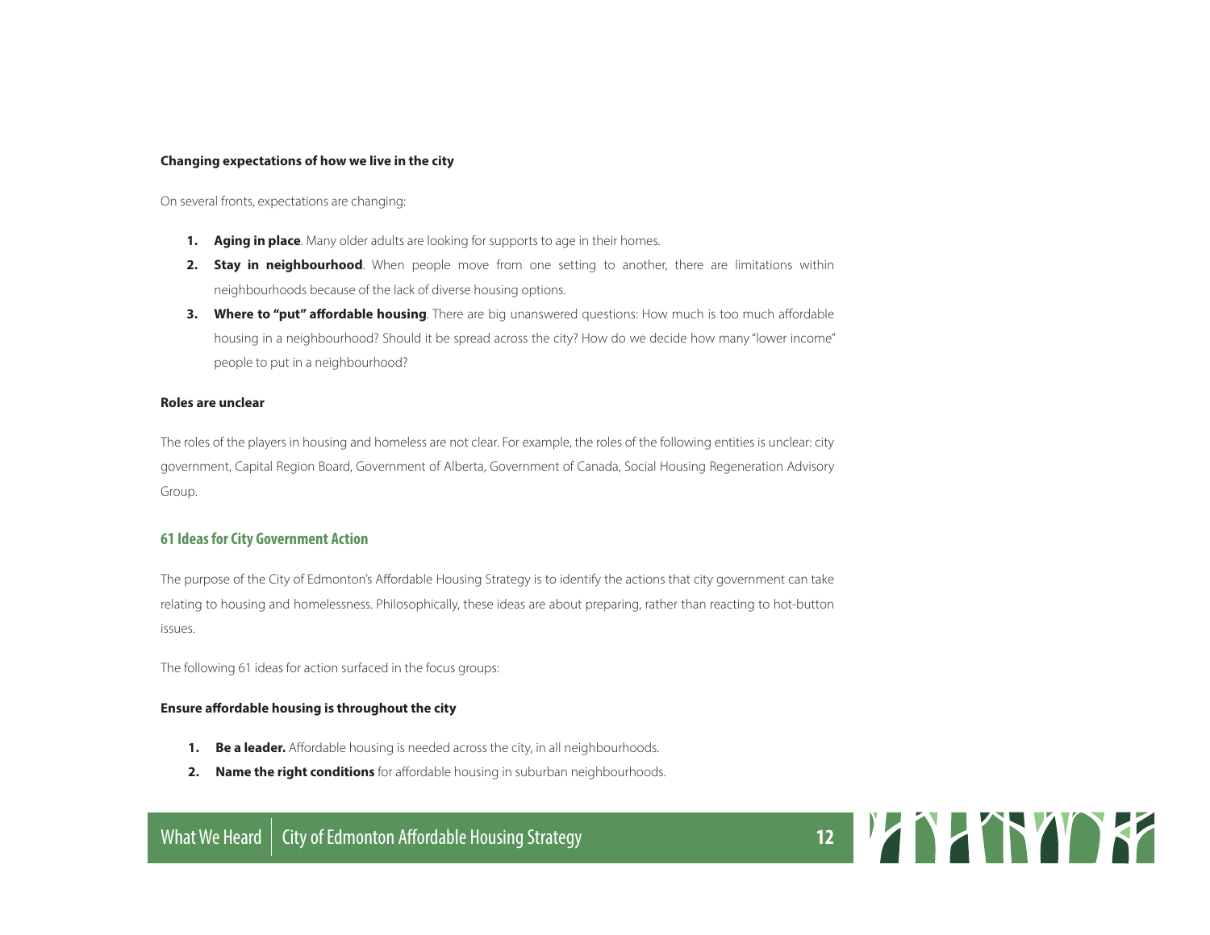**Changing expectations of how we live in the city**

On several fronts, expectations are changing:

1. **Aging in place**. Many older adults are looking for supports to age in their homes.
2. **Stay in neighbourhood**. When people move from one setting to another, there are limitations within neighbourhoods because of the lack of diverse housing options.
3. **Where to "put" affordable housing**. There are big unanswered questions: How much is too much affordable housing in a neighbourhood? Should it be spread across the city? How do we decide how many "lower income" people to put in a neighbourhood?

**Roles are unclear**

The roles of the players in housing and homeless are not clear. For example, the roles of the following entities is unclear: city government, Capital Region Board, Government of Alberta, Government of Canada, Social Housing Regeneration Advisory Group.

## 61 Ideas for City Government Action

The purpose of the City of Edmonton's Affordable Housing Strategy is to identify the actions that city government can take relating to housing and homelessness. Philosophically, these ideas are about preparing, rather than reacting to hot-button issues.

The following 61 ideas for action surfaced in the focus groups:

**Ensure affordable housing is throughout the city**

1. **Be a leader.** Affordable housing is needed across the city, in all neighbourhoods.
2. **Name the right conditions** for affordable housing in suburban neighbourhoods.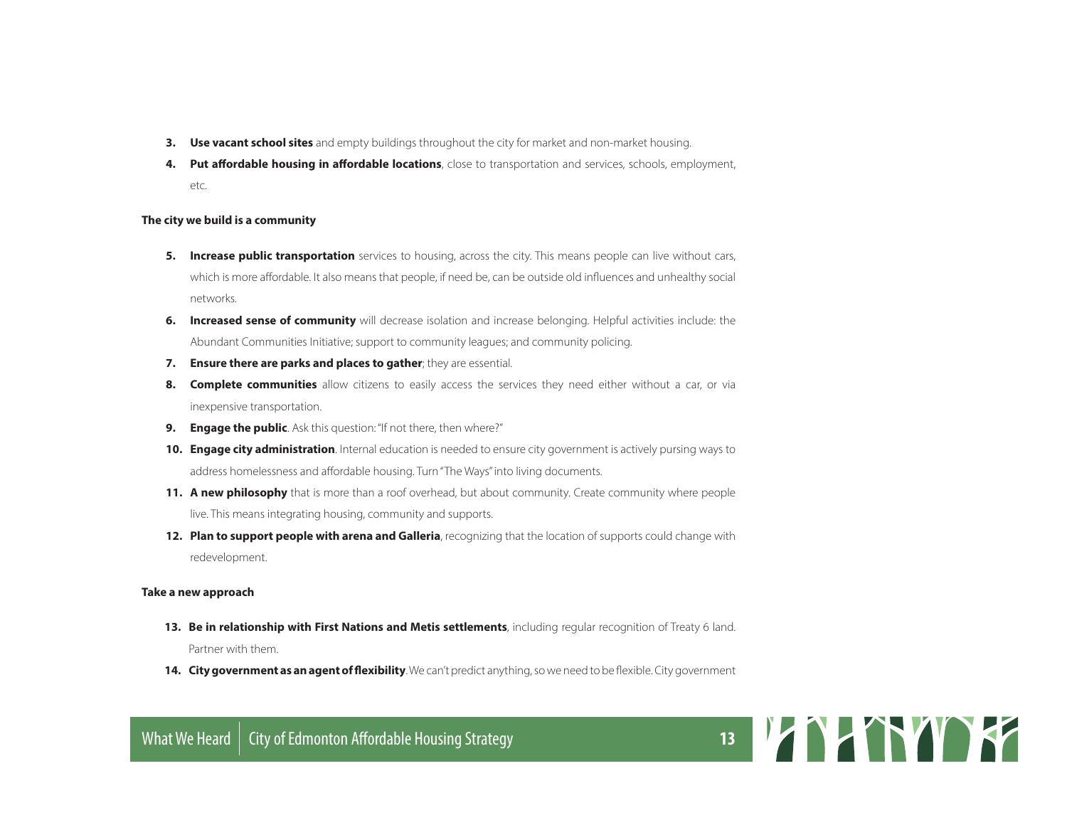3. **Use vacant school sites** and empty buildings throughout the city for market and non-market housing.
4. **Put affordable housing in affordable locations**, close to transportation and services, schools, employment, etc.

**The city we build is a community**

5. **Increase public transportation** services to housing, across the city. This means people can live without cars, which is more affordable. It also means that people, if need be, can be outside old influences and unhealthy social networks.
6. **Increased sense of community** will decrease isolation and increase belonging. Helpful activities include: the Abundant Communities Initiative; support to community leagues; and community policing.
7. **Ensure there are parks and places to gather**; they are essential.
8. **Complete communities** allow citizens to easily access the services they need either without a car, or via inexpensive transportation.
9. **Engage the public**. Ask this question: "If not there, then where?"
10. **Engage city administration**. Internal education is needed to ensure city government is actively pursing ways to address homelessness and affordable housing. Turn "The Ways" into living documents.
11. **A new philosophy** that is more than a roof overhead, but about community. Create community where people live. This means integrating housing, community and supports.
12. **Plan to support people with arena and Galleria**, recognizing that the location of supports could change with redevelopment.

**Take a new approach**

13. **Be in relationship with First Nations and Metis settlements**, including regular recognition of Treaty 6 land. Partner with them.
14. **City government as an agent of flexibility**. We can't predict anything, so we need to be flexible. City government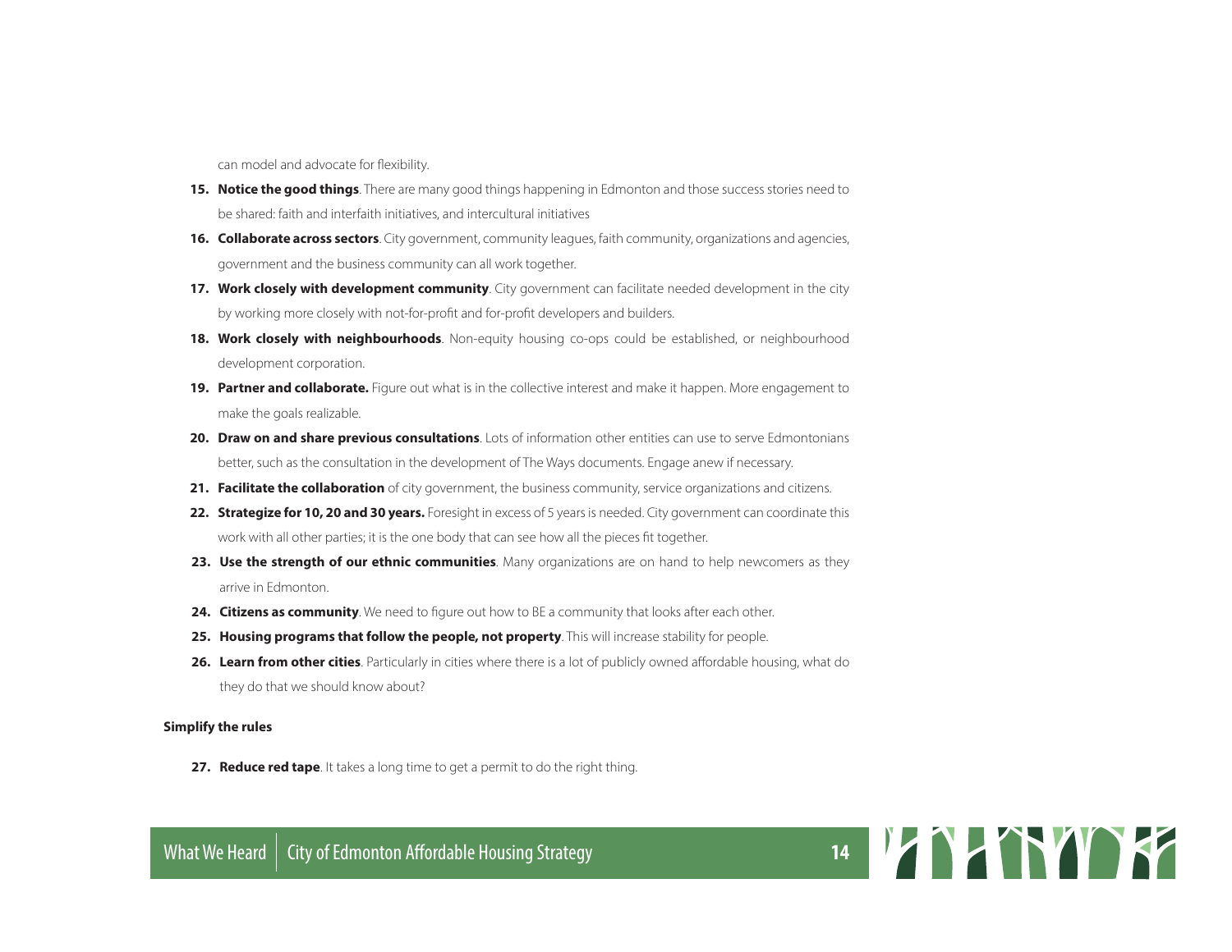can model and advocate for flexibility.

15. **Notice the good things**. There are many good things happening in Edmonton and those success stories need to be shared: faith and interfaith initiatives, and intercultural initiatives
16. **Collaborate across sectors**. City government, community leagues, faith community, organizations and agencies, government and the business community can all work together.
17. **Work closely with development community**. City government can facilitate needed development in the city by working more closely with not-for-profit and for-profit developers and builders.
18. **Work closely with neighbourhoods**. Non-equity housing co-ops could be established, or neighbourhood development corporation.
19. **Partner and collaborate.** Figure out what is in the collective interest and make it happen. More engagement to make the goals realizable.
20. **Draw on and share previous consultations**. Lots of information other entities can use to serve Edmontonians better, such as the consultation in the development of The Ways documents. Engage anew if necessary.
21. **Facilitate the collaboration** of city government, the business community, service organizations and citizens.
22. **Strategize for 10, 20 and 30 years.** Foresight in excess of 5 years is needed. City government can coordinate this work with all other parties; it is the one body that can see how all the pieces fit together.
23. **Use the strength of our ethnic communities**. Many organizations are on hand to help newcomers as they arrive in Edmonton.
24. **Citizens as community**. We need to figure out how to BE a community that looks after each other.
25. **Housing programs that follow the people, not property**. This will increase stability for people.
26. **Learn from other cities**. Particularly in cities where there is a lot of publicly owned affordable housing, what do they do that we should know about?

**Simplify the rules**

27. **Reduce red tape**. It takes a long time to get a permit to do the right thing.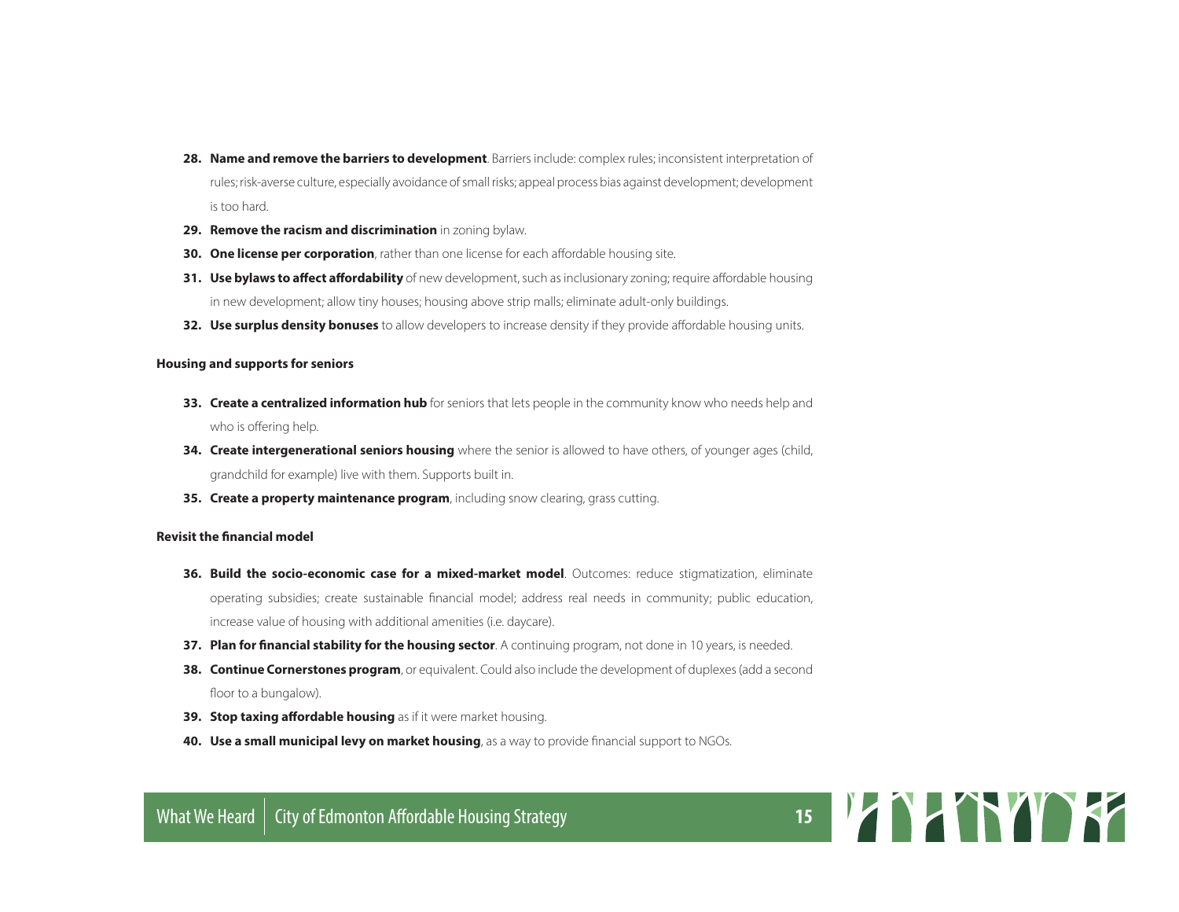28. **Name and remove the barriers to development**. Barriers include: complex rules; inconsistent interpretation of rules; risk-averse culture, especially avoidance of small risks; appeal process bias against development; development is too hard.
29. **Remove the racism and discrimination** in zoning bylaw.
30. **One license per corporation**, rather than one license for each affordable housing site.
31. **Use bylaws to affect affordability** of new development, such as inclusionary zoning; require affordable housing in new development; allow tiny houses; housing above strip malls; eliminate adult-only buildings.
32. **Use surplus density bonuses** to allow developers to increase density if they provide affordable housing units.

**Housing and supports for seniors**

33. **Create a centralized information hub** for seniors that lets people in the community know who needs help and who is offering help.
34. **Create intergenerational seniors housing** where the senior is allowed to have others, of younger ages (child, grandchild for example) live with them. Supports built in.
35. **Create a property maintenance program**, including snow clearing, grass cutting.

**Revisit the financial model**

36. **Build the socio-economic case for a mixed-market model**. Outcomes: reduce stigmatization, eliminate operating subsidies; create sustainable financial model; address real needs in community; public education, increase value of housing with additional amenities (i.e. daycare).
37. **Plan for financial stability for the housing sector**. A continuing program, not done in 10 years, is needed.
38. **Continue Cornerstones program**, or equivalent. Could also include the development of duplexes (add a second floor to a bungalow).
39. **Stop taxing affordable housing** as if it were market housing.
40. **Use a small municipal levy on market housing**, as a way to provide financial support to NGOs.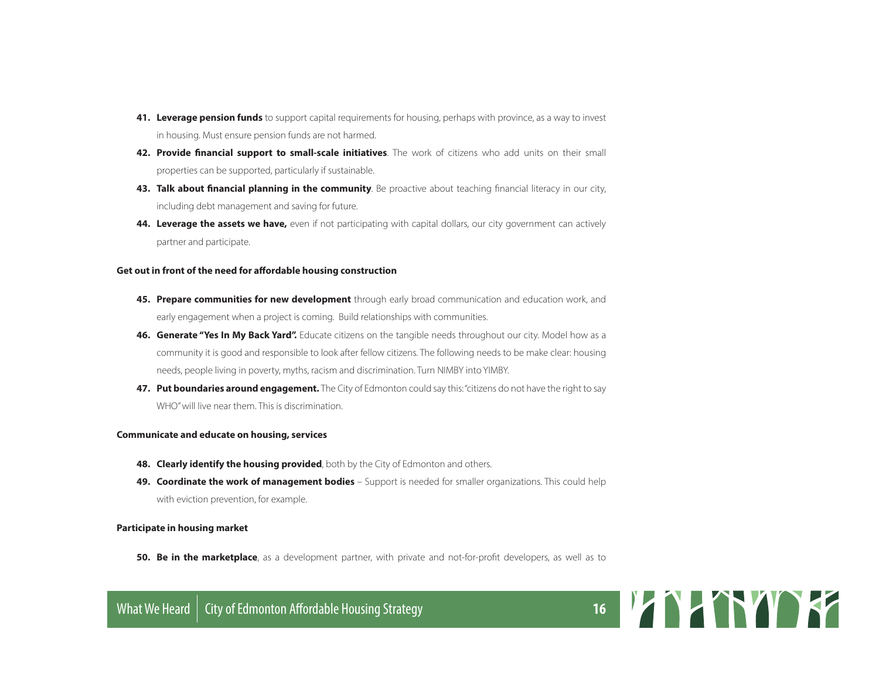41. **Leverage pension funds** to support capital requirements for housing, perhaps with province, as a way to invest in housing. Must ensure pension funds are not harmed.
42. **Provide financial support to small-scale initiatives**. The work of citizens who add units on their small properties can be supported, particularly if sustainable.
43. **Talk about financial planning in the community**. Be proactive about teaching financial literacy in our city, including debt management and saving for future.
44. **Leverage the assets we have,** even if not participating with capital dollars, our city government can actively partner and participate.

**Get out in front of the need for affordable housing construction**

45. **Prepare communities for new development** through early broad communication and education work, and early engagement when a project is coming. Build relationships with communities.
46. **Generate "Yes In My Back Yard".** Educate citizens on the tangible needs throughout our city. Model how as a community it is good and responsible to look after fellow citizens. The following needs to be make clear: housing needs, people living in poverty, myths, racism and discrimination. Turn NIMBY into YIMBY.
47. **Put boundaries around engagement.** The City of Edmonton could say this: "citizens do not have the right to say WHO" will live near them. This is discrimination.

**Communicate and educate on housing, services**

48. **Clearly identify the housing provided**, both by the City of Edmonton and others.
49. **Coordinate the work of management bodies** – Support is needed for smaller organizations. This could help with eviction prevention, for example.

**Participate in housing market**

50. **Be in the marketplace**, as a development partner, with private and not-for-profit developers, as well as to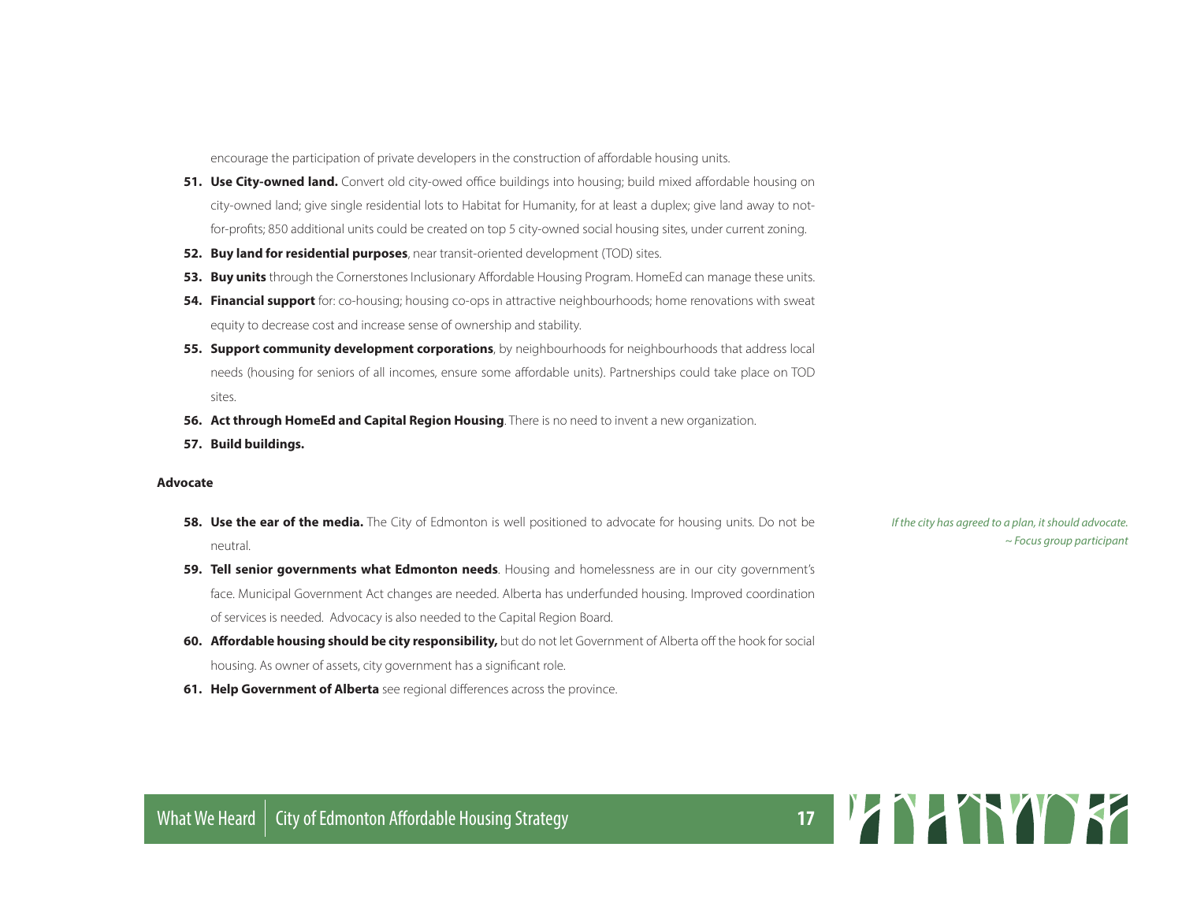encourage the participation of private developers in the construction of affordable housing units.

51. **Use City-owned land.** Convert old city-owed office buildings into housing; build mixed affordable housing on city-owned land; give single residential lots to Habitat for Humanity, for at least a duplex; give land away to not-for-profits; 850 additional units could be created on top 5 city-owned social housing sites, under current zoning.
52. **Buy land for residential purposes**, near transit-oriented development (TOD) sites.
53. **Buy units** through the Cornerstones Inclusionary Affordable Housing Program. HomeEd can manage these units.
54. **Financial support** for: co-housing; housing co-ops in attractive neighbourhoods; home renovations with sweat equity to decrease cost and increase sense of ownership and stability.
55. **Support community development corporations**, by neighbourhoods for neighbourhoods that address local needs (housing for seniors of all incomes, ensure some affordable units). Partnerships could take place on TOD sites.
56. **Act through HomeEd and Capital Region Housing**. There is no need to invent a new organization.
57. **Build buildings.**

**Advocate**

58. **Use the ear of the media.** The City of Edmonton is well positioned to advocate for housing units. Do not be neutral.
59. **Tell senior governments what Edmonton needs**. Housing and homelessness are in our city government's face. Municipal Government Act changes are needed. Alberta has underfunded housing. Improved coordination of services is needed. Advocacy is also needed to the Capital Region Board.
60. **Affordable housing should be city responsibility,** but do not let Government of Alberta off the hook for social housing. As owner of assets, city government has a significant role.
61. **Help Government of Alberta** see regional differences across the province.

*If the city has agreed to a plan, it should advocate.*
*~ Focus group participant*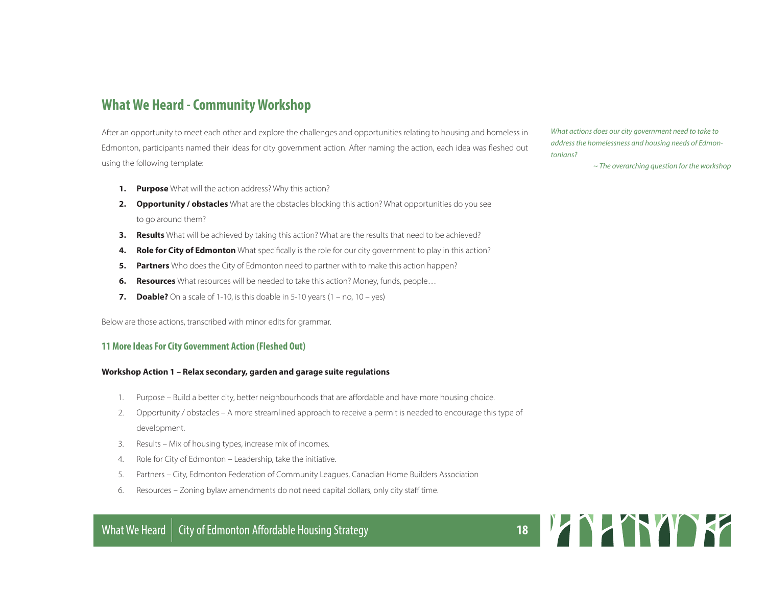## What We Heard - Community Workshop

After an opportunity to meet each other and explore the challenges and opportunities relating to housing and homeless in Edmonton, participants named their ideas for city government action. After naming the action, each idea was fleshed out using the following template:

*What actions does our city government need to take to address the homelessness and housing needs of Edmontonians?*

*~ The overarching question for the workshop*

1. **Purpose** What will the action address? Why this action?
2. **Opportunity / obstacles** What are the obstacles blocking this action? What opportunities do you see to go around them?
3. **Results** What will be achieved by taking this action? What are the results that need to be achieved?
4. **Role for City of Edmonton** What specifically is the role for our city government to play in this action?
5. **Partners** Who does the City of Edmonton need to partner with to make this action happen?
6. **Resources** What resources will be needed to take this action? Money, funds, people…
7. **Doable?** On a scale of 1-10, is this doable in 5-10 years (1 – no, 10 – yes)

Below are those actions, transcribed with minor edits for grammar.

### 11 More Ideas For City Government Action (Fleshed Out)

**Workshop Action 1 – Relax secondary, garden and garage suite regulations**

1. Purpose – Build a better city, better neighbourhoods that are affordable and have more housing choice.
2. Opportunity / obstacles – A more streamlined approach to receive a permit is needed to encourage this type of development.
3. Results – Mix of housing types, increase mix of incomes.
4. Role for City of Edmonton – Leadership, take the initiative.
5. Partners – City, Edmonton Federation of Community Leagues, Canadian Home Builders Association
6. Resources – Zoning bylaw amendments do not need capital dollars, only city staff time.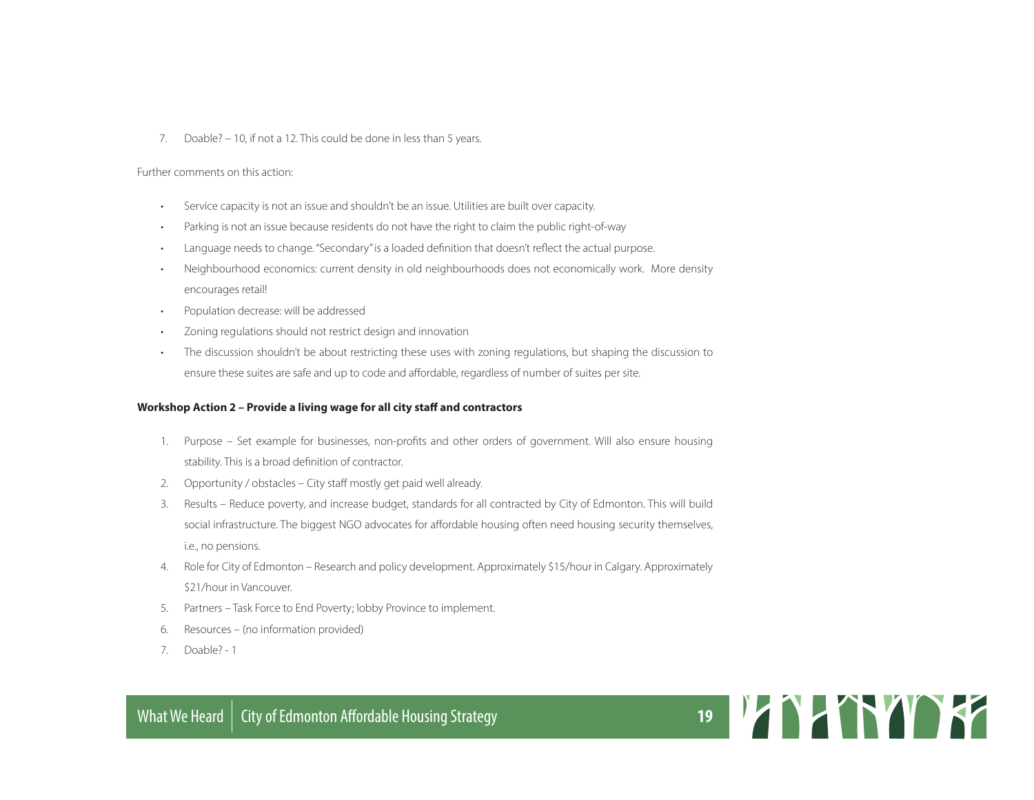7. Doable? – 10, if not a 12. This could be done in less than 5 years.

Further comments on this action:

- Service capacity is not an issue and shouldn't be an issue. Utilities are built over capacity.
- Parking is not an issue because residents do not have the right to claim the public right-of-way
- Language needs to change. "Secondary" is a loaded definition that doesn't reflect the actual purpose.
- Neighbourhood economics: current density in old neighbourhoods does not economically work. More density encourages retail!
- Population decrease: will be addressed
- Zoning regulations should not restrict design and innovation
- The discussion shouldn't be about restricting these uses with zoning regulations, but shaping the discussion to ensure these suites are safe and up to code and affordable, regardless of number of suites per site.

**Workshop Action 2 – Provide a living wage for all city staff and contractors**

1. Purpose – Set example for businesses, non-profits and other orders of government. Will also ensure housing stability. This is a broad definition of contractor.
2. Opportunity / obstacles – City staff mostly get paid well already.
3. Results – Reduce poverty, and increase budget, standards for all contracted by City of Edmonton. This will build social infrastructure. The biggest NGO advocates for affordable housing often need housing security themselves, i.e., no pensions.
4. Role for City of Edmonton – Research and policy development. Approximately $15/hour in Calgary. Approximately $21/hour in Vancouver.
5. Partners – Task Force to End Poverty; lobby Province to implement.
6. Resources – (no information provided)
7. Doable? - 1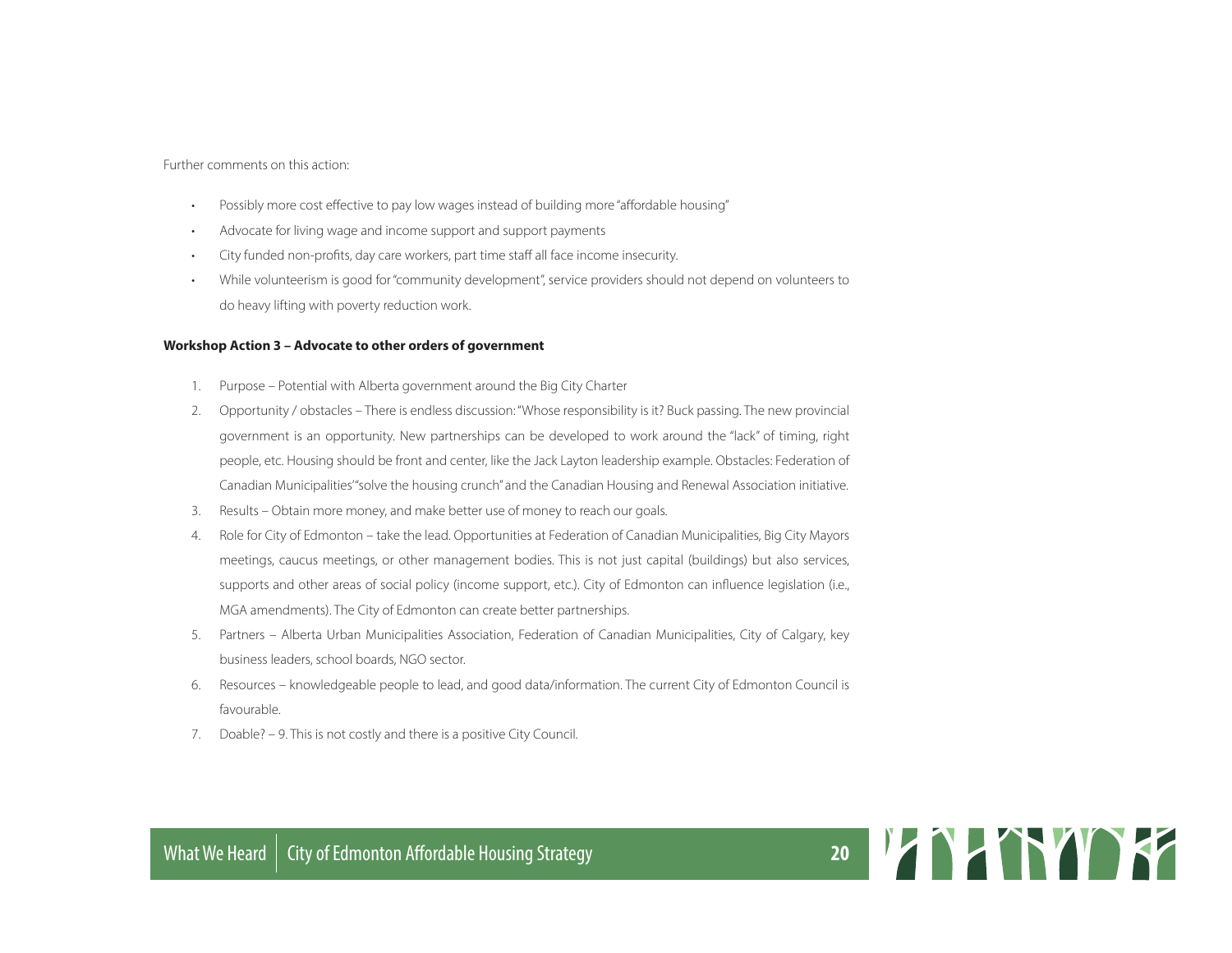Further comments on this action:

- Possibly more cost effective to pay low wages instead of building more "affordable housing"
- Advocate for living wage and income support and support payments
- City funded non-profits, day care workers, part time staff all face income insecurity.
- While volunteerism is good for "community development", service providers should not depend on volunteers to do heavy lifting with poverty reduction work.

**Workshop Action 3 – Advocate to other orders of government**

1. Purpose – Potential with Alberta government around the Big City Charter
2. Opportunity / obstacles – There is endless discussion: "Whose responsibility is it? Buck passing. The new provincial government is an opportunity. New partnerships can be developed to work around the "lack" of timing, right people, etc. Housing should be front and center, like the Jack Layton leadership example. Obstacles: Federation of Canadian Municipalities' "solve the housing crunch" and the Canadian Housing and Renewal Association initiative.
3. Results – Obtain more money, and make better use of money to reach our goals.
4. Role for City of Edmonton – take the lead. Opportunities at Federation of Canadian Municipalities, Big City Mayors meetings, caucus meetings, or other management bodies. This is not just capital (buildings) but also services, supports and other areas of social policy (income support, etc.). City of Edmonton can influence legislation (i.e., MGA amendments). The City of Edmonton can create better partnerships.
5. Partners – Alberta Urban Municipalities Association, Federation of Canadian Municipalities, City of Calgary, key business leaders, school boards, NGO sector.
6. Resources – knowledgeable people to lead, and good data/information. The current City of Edmonton Council is favourable.
7. Doable? – 9. This is not costly and there is a positive City Council.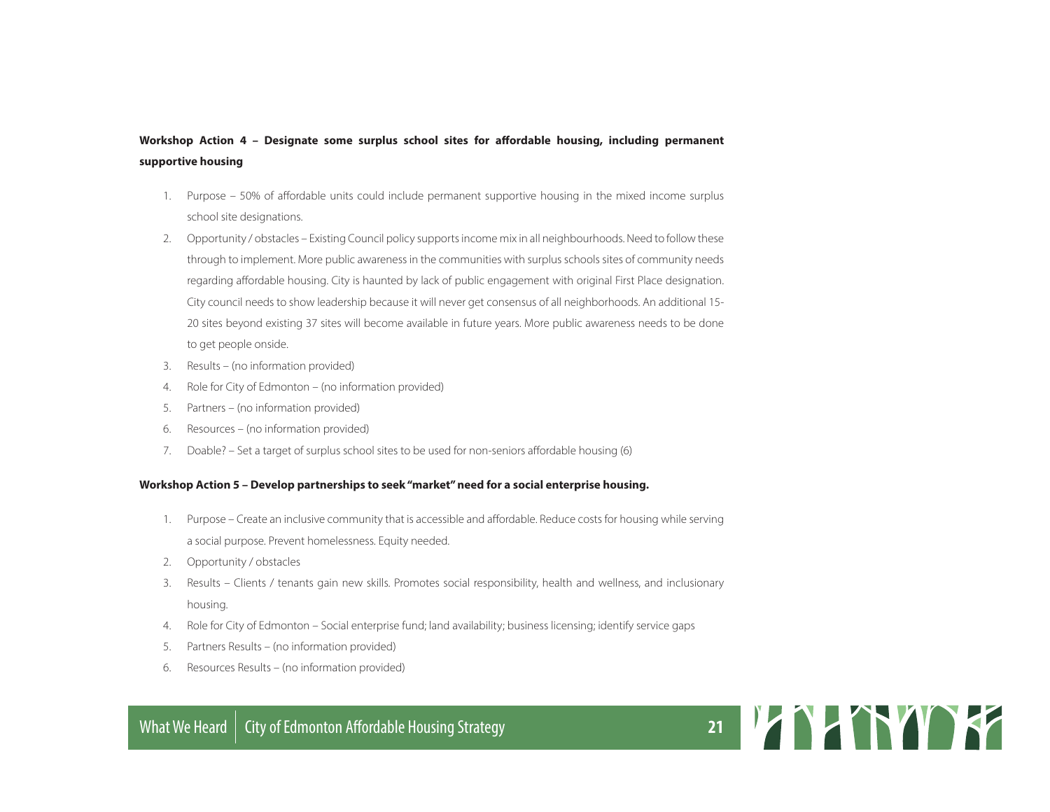**Workshop Action 4 – Designate some surplus school sites for affordable housing, including permanent supportive housing**

1. Purpose – 50% of affordable units could include permanent supportive housing in the mixed income surplus school site designations.
2. Opportunity / obstacles – Existing Council policy supports income mix in all neighbourhoods. Need to follow these through to implement. More public awareness in the communities with surplus schools sites of community needs regarding affordable housing. City is haunted by lack of public engagement with original First Place designation. City council needs to show leadership because it will never get consensus of all neighborhoods. An additional 15-20 sites beyond existing 37 sites will become available in future years. More public awareness needs to be done to get people onside.
3. Results – (no information provided)
4. Role for City of Edmonton – (no information provided)
5. Partners – (no information provided)
6. Resources – (no information provided)
7. Doable? – Set a target of surplus school sites to be used for non-seniors affordable housing (6)

**Workshop Action 5 – Develop partnerships to seek "market" need for a social enterprise housing.**

1. Purpose – Create an inclusive community that is accessible and affordable. Reduce costs for housing while serving a social purpose. Prevent homelessness. Equity needed.
2. Opportunity / obstacles
3. Results – Clients / tenants gain new skills. Promotes social responsibility, health and wellness, and inclusionary housing.
4. Role for City of Edmonton – Social enterprise fund; land availability; business licensing; identify service gaps
5. Partners Results – (no information provided)
6. Resources Results – (no information provided)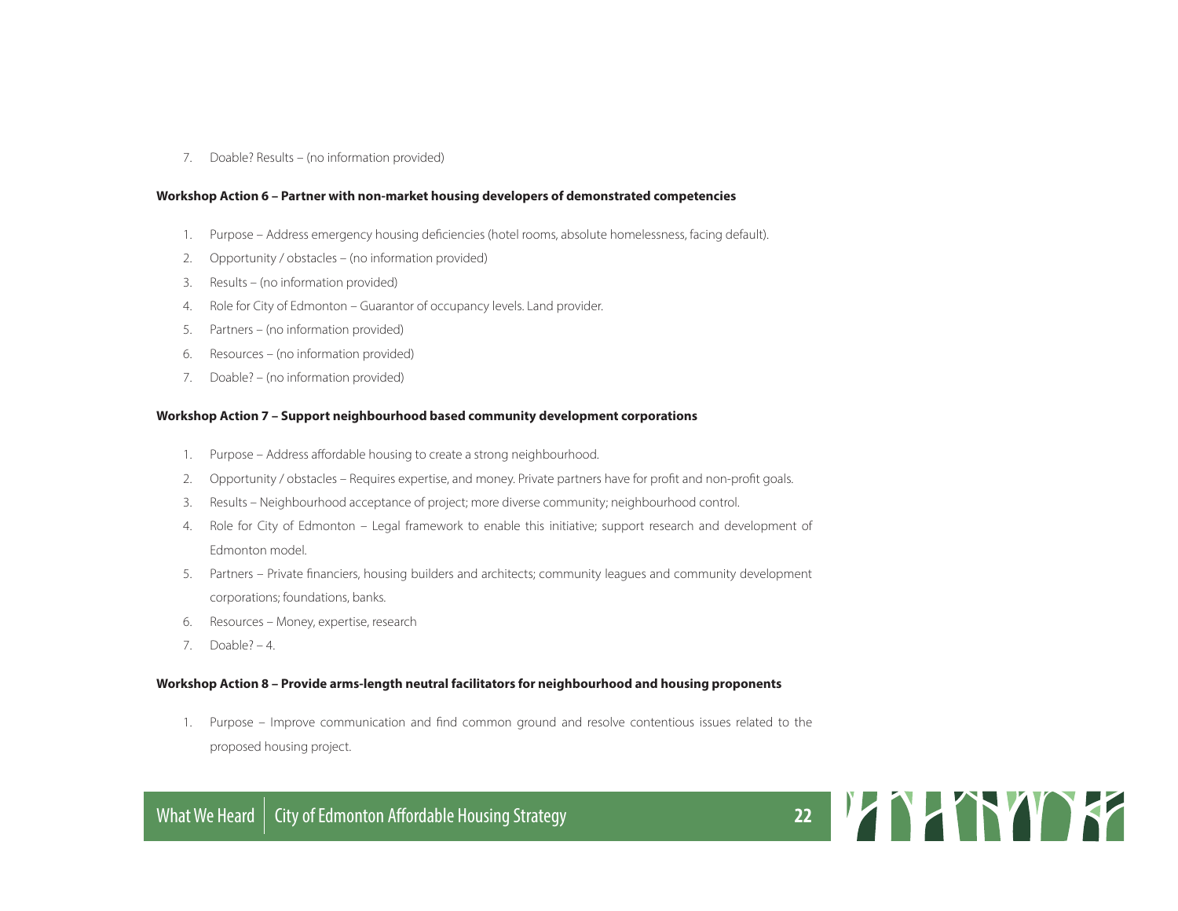7. Doable? Results – (no information provided)

**Workshop Action 6 – Partner with non-market housing developers of demonstrated competencies**

1. Purpose – Address emergency housing deficiencies (hotel rooms, absolute homelessness, facing default).
2. Opportunity / obstacles – (no information provided)
3. Results – (no information provided)
4. Role for City of Edmonton – Guarantor of occupancy levels. Land provider.
5. Partners – (no information provided)
6. Resources – (no information provided)
7. Doable? – (no information provided)

**Workshop Action 7 – Support neighbourhood based community development corporations**

1. Purpose – Address affordable housing to create a strong neighbourhood.
2. Opportunity / obstacles – Requires expertise, and money. Private partners have for profit and non-profit goals.
3. Results – Neighbourhood acceptance of project; more diverse community; neighbourhood control.
4. Role for City of Edmonton – Legal framework to enable this initiative; support research and development of Edmonton model.
5. Partners – Private financiers, housing builders and architects; community leagues and community development corporations; foundations, banks.
6. Resources – Money, expertise, research
7. Doable? – 4.

**Workshop Action 8 – Provide arms-length neutral facilitators for neighbourhood and housing proponents**

1. Purpose – Improve communication and find common ground and resolve contentious issues related to the proposed housing project.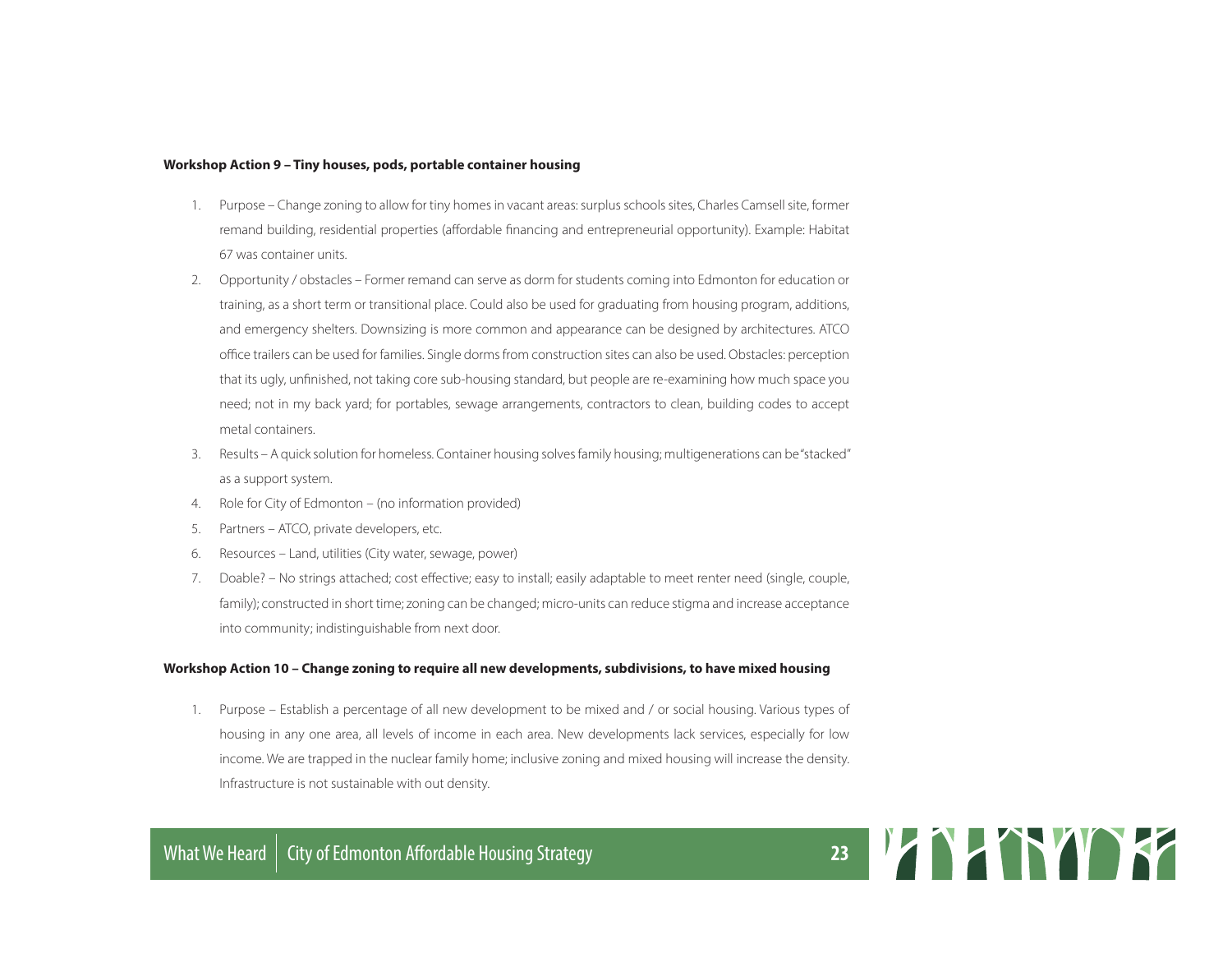**Workshop Action 9 – Tiny houses, pods, portable container housing**

1. Purpose – Change zoning to allow for tiny homes in vacant areas: surplus schools sites, Charles Camsell site, former remand building, residential properties (affordable financing and entrepreneurial opportunity). Example: Habitat 67 was container units.
2. Opportunity / obstacles – Former remand can serve as dorm for students coming into Edmonton for education or training, as a short term or transitional place. Could also be used for graduating from housing program, additions, and emergency shelters. Downsizing is more common and appearance can be designed by architectures. ATCO office trailers can be used for families. Single dorms from construction sites can also be used. Obstacles: perception that its ugly, unfinished, not taking core sub-housing standard, but people are re-examining how much space you need; not in my back yard; for portables, sewage arrangements, contractors to clean, building codes to accept metal containers.
3. Results – A quick solution for homeless. Container housing solves family housing; multigenerations can be "stacked" as a support system.
4. Role for City of Edmonton – (no information provided)
5. Partners – ATCO, private developers, etc.
6. Resources – Land, utilities (City water, sewage, power)
7. Doable? – No strings attached; cost effective; easy to install; easily adaptable to meet renter need (single, couple, family); constructed in short time; zoning can be changed; micro-units can reduce stigma and increase acceptance into community; indistinguishable from next door.

**Workshop Action 10 – Change zoning to require all new developments, subdivisions, to have mixed housing**

1. Purpose – Establish a percentage of all new development to be mixed and / or social housing. Various types of housing in any one area, all levels of income in each area. New developments lack services, especially for low income. We are trapped in the nuclear family home; inclusive zoning and mixed housing will increase the density. Infrastructure is not sustainable with out density.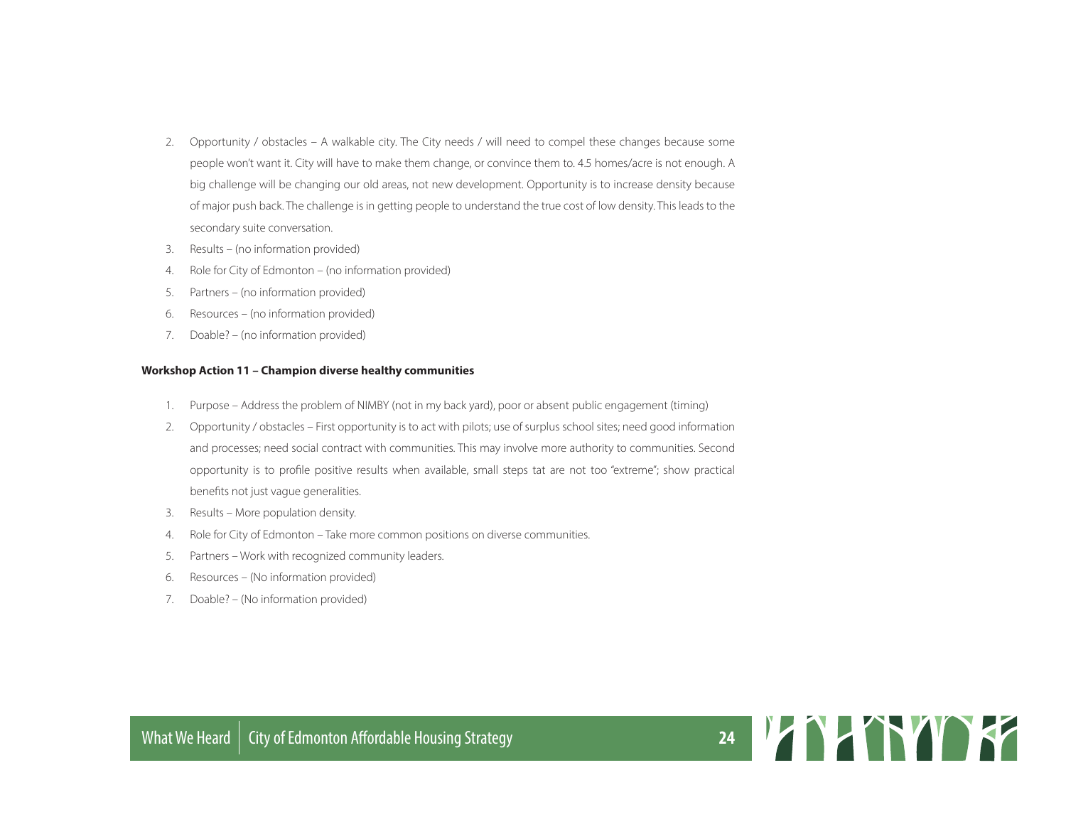2. Opportunity / obstacles – A walkable city. The City needs / will need to compel these changes because some people won't want it. City will have to make them change, or convince them to. 4.5 homes/acre is not enough. A big challenge will be changing our old areas, not new development. Opportunity is to increase density because of major push back. The challenge is in getting people to understand the true cost of low density. This leads to the secondary suite conversation.
3. Results – (no information provided)
4. Role for City of Edmonton – (no information provided)
5. Partners – (no information provided)
6. Resources – (no information provided)
7. Doable? – (no information provided)

**Workshop Action 11 – Champion diverse healthy communities**

1. Purpose – Address the problem of NIMBY (not in my back yard), poor or absent public engagement (timing)
2. Opportunity / obstacles – First opportunity is to act with pilots; use of surplus school sites; need good information and processes; need social contract with communities. This may involve more authority to communities. Second opportunity is to profile positive results when available, small steps tat are not too "extreme"; show practical benefits not just vague generalities.
3. Results – More population density.
4. Role for City of Edmonton – Take more common positions on diverse communities.
5. Partners – Work with recognized community leaders.
6. Resources – (No information provided)
7. Doable? – (No information provided)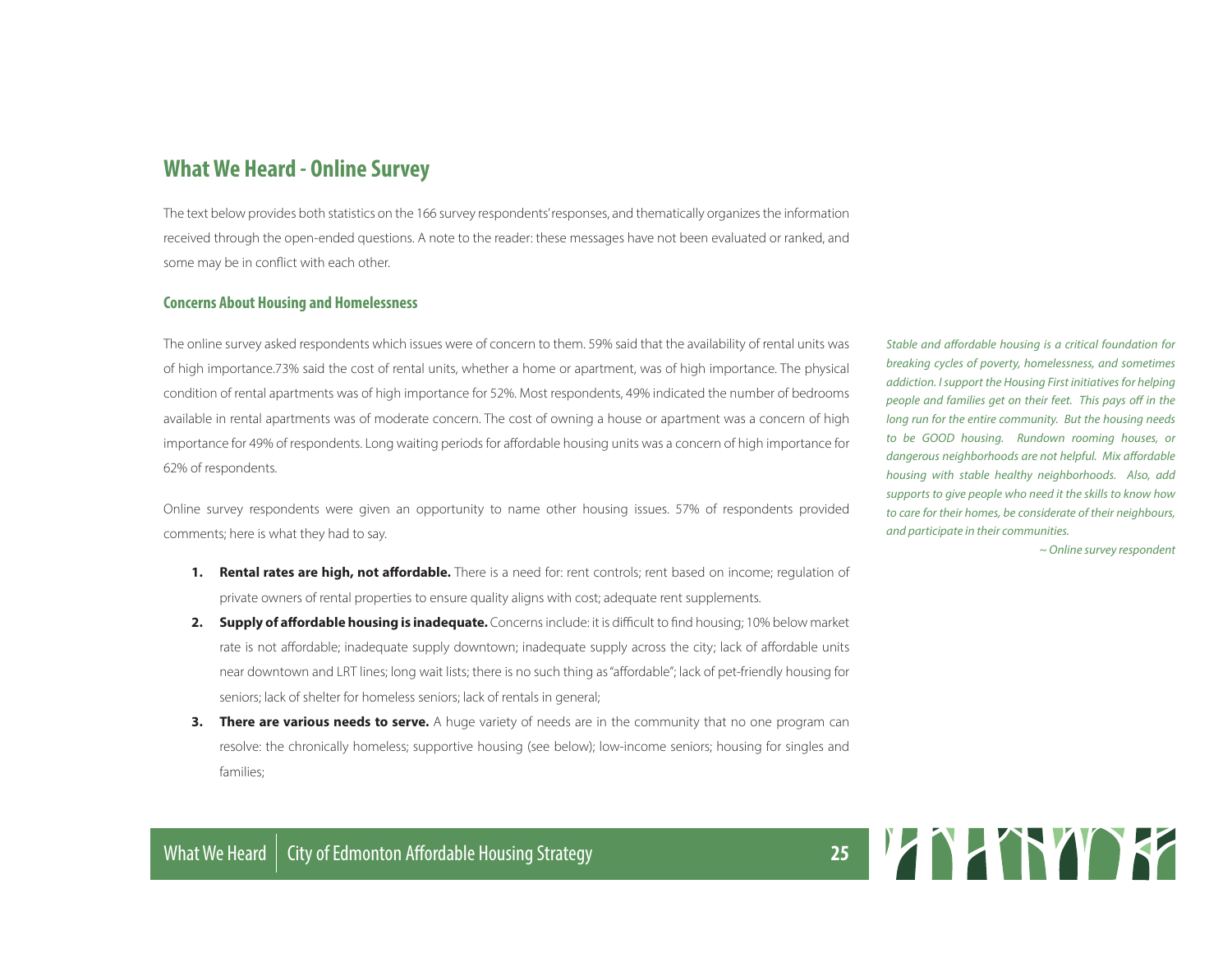## What We Heard - Online Survey

The text below provides both statistics on the 166 survey respondents' responses, and thematically organizes the information received through the open-ended questions. A note to the reader: these messages have not been evaluated or ranked, and some may be in conflict with each other.

### Concerns About Housing and Homelessness

The online survey asked respondents which issues were of concern to them. 59% said that the availability of rental units was of high importance.73% said the cost of rental units, whether a home or apartment, was of high importance. The physical condition of rental apartments was of high importance for 52%. Most respondents, 49% indicated the number of bedrooms available in rental apartments was of moderate concern. The cost of owning a house or apartment was a concern of high importance for 49% of respondents. Long waiting periods for affordable housing units was a concern of high importance for 62% of respondents.

Online survey respondents were given an opportunity to name other housing issues. 57% of respondents provided comments; here is what they had to say.

1. **Rental rates are high, not affordable.** There is a need for: rent controls; rent based on income; regulation of private owners of rental properties to ensure quality aligns with cost; adequate rent supplements.
2. **Supply of affordable housing is inadequate.** Concerns include: it is difficult to find housing; 10% below market rate is not affordable; inadequate supply downtown; inadequate supply across the city; lack of affordable units near downtown and LRT lines; long wait lists; there is no such thing as "affordable"; lack of pet-friendly housing for seniors; lack of shelter for homeless seniors; lack of rentals in general;
3. **There are various needs to serve.** A huge variety of needs are in the community that no one program can resolve: the chronically homeless; supportive housing (see below); low-income seniors; housing for singles and families;

*Stable and affordable housing is a critical foundation for breaking cycles of poverty, homelessness, and sometimes addiction. I support the Housing First initiatives for helping people and families get on their feet. This pays off in the long run for the entire community. But the housing needs to be GOOD housing. Rundown rooming houses, or dangerous neighborhoods are not helpful. Mix affordable housing with stable healthy neighborhoods. Also, add supports to give people who need it the skills to know how to care for their homes, be considerate of their neighbours, and participate in their communities.*

*~ Online survey respondent*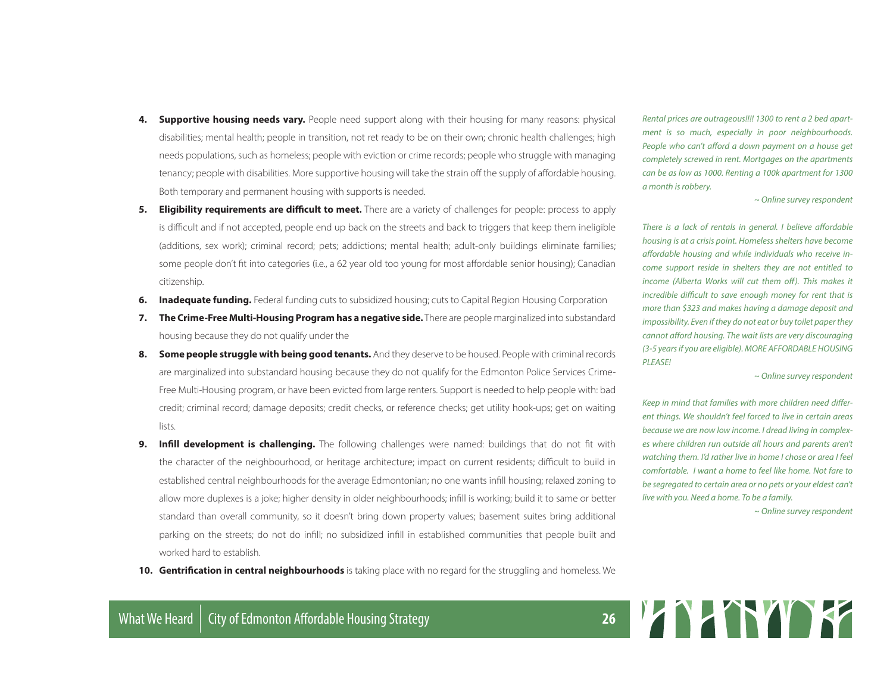4. **Supportive housing needs vary.** People need support along with their housing for many reasons: physical disabilities; mental health; people in transition, not ret ready to be on their own; chronic health challenges; high needs populations, such as homeless; people with eviction or crime records; people who struggle with managing tenancy; people with disabilities. More supportive housing will take the strain off the supply of affordable housing. Both temporary and permanent housing with supports is needed.
5. **Eligibility requirements are difficult to meet.** There are a variety of challenges for people: process to apply is difficult and if not accepted, people end up back on the streets and back to triggers that keep them ineligible (additions, sex work); criminal record; pets; addictions; mental health; adult-only buildings eliminate families; some people don't fit into categories (i.e., a 62 year old too young for most affordable senior housing); Canadian citizenship.
6. **Inadequate funding.** Federal funding cuts to subsidized housing; cuts to Capital Region Housing Corporation
7. **The Crime-Free Multi-Housing Program has a negative side.** There are people marginalized into substandard housing because they do not qualify under the
8. **Some people struggle with being good tenants.** And they deserve to be housed. People with criminal records are marginalized into substandard housing because they do not qualify for the Edmonton Police Services Crime-Free Multi-Housing program, or have been evicted from large renters. Support is needed to help people with: bad credit; criminal record; damage deposits; credit checks, or reference checks; get utility hook-ups; get on waiting lists.
9. **Infill development is challenging.** The following challenges were named: buildings that do not fit with the character of the neighbourhood, or heritage architecture; impact on current residents; difficult to build in established central neighbourhoods for the average Edmontonian; no one wants infill housing; relaxed zoning to allow more duplexes is a joke; higher density in older neighbourhoods; infill is working; build it to same or better standard than overall community, so it doesn't bring down property values; basement suites bring additional parking on the streets; do not do infill; no subsidized infill in established communities that people built and worked hard to establish.
10. **Gentrification in central neighbourhoods** is taking place with no regard for the struggling and homeless. We

*Rental prices are outrageous!!!! 1300 to rent a 2 bed apartment is so much, especially in poor neighbourhoods. People who can't afford a down payment on a house get completely screwed in rent. Mortgages on the apartments can be as low as 1000. Renting a 100k apartment for 1300 a month is robbery.*

*~ Online survey respondent*

*There is a lack of rentals in general. I believe affordable housing is at a crisis point. Homeless shelters have become affordable housing and while individuals who receive income support reside in shelters they are not entitled to income (Alberta Works will cut them off). This makes it incredible difficult to save enough money for rent that is more than $323 and makes having a damage deposit and impossibility. Even if they do not eat or buy toilet paper they cannot afford housing. The wait lists are very discouraging (3-5 years if you are eligible). MORE AFFORDABLE HOUSING PLEASE!*

*~ Online survey respondent*

*Keep in mind that families with more children need different things. We shouldn't feel forced to live in certain areas because we are now low income. I dread living in complexes where children run outside all hours and parents aren't watching them. I'd rather live in home I chose or area I feel comfortable. I want a home to feel like home. Not fare to be segregated to certain area or no pets or your eldest can't live with you. Need a home. To be a family.*

*~ Online survey respondent*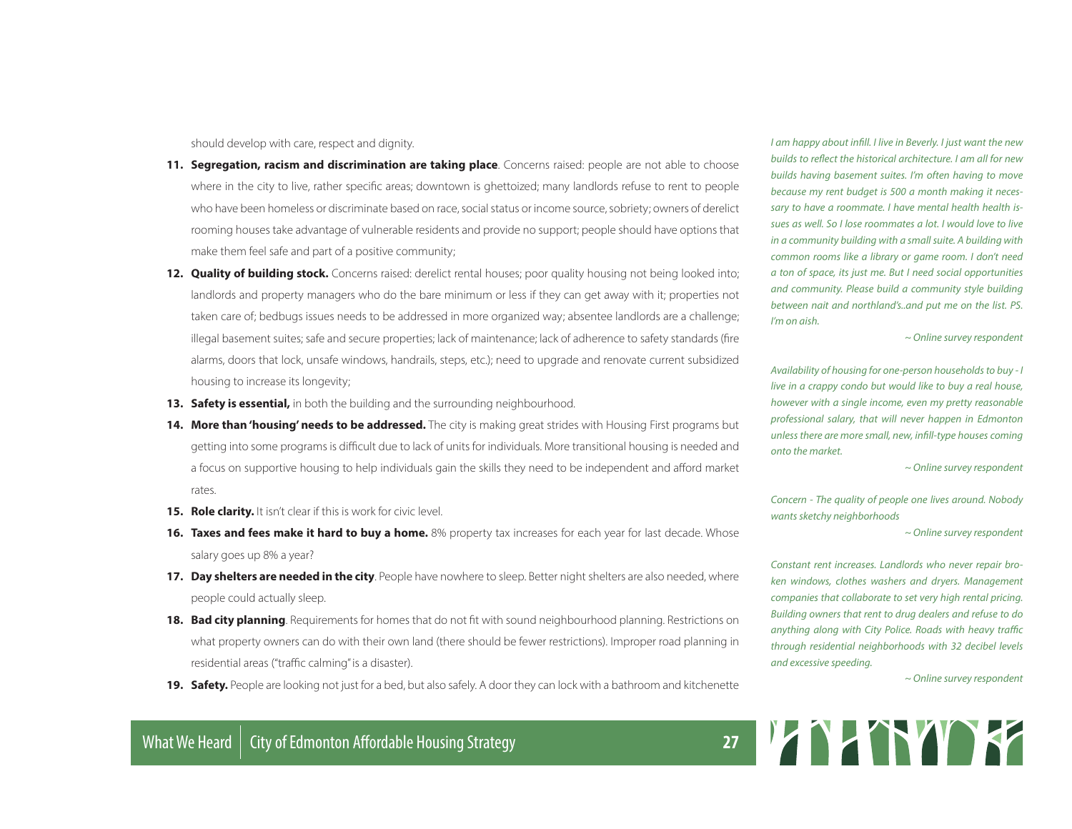should develop with care, respect and dignity.

11. **Segregation, racism and discrimination are taking place**. Concerns raised: people are not able to choose where in the city to live, rather specific areas; downtown is ghettoized; many landlords refuse to rent to people who have been homeless or discriminate based on race, social status or income source, sobriety; owners of derelict rooming houses take advantage of vulnerable residents and provide no support; people should have options that make them feel safe and part of a positive community;
12. **Quality of building stock.** Concerns raised: derelict rental houses; poor quality housing not being looked into; landlords and property managers who do the bare minimum or less if they can get away with it; properties not taken care of; bedbugs issues needs to be addressed in more organized way; absentee landlords are a challenge; illegal basement suites; safe and secure properties; lack of maintenance; lack of adherence to safety standards (fire alarms, doors that lock, unsafe windows, handrails, steps, etc.); need to upgrade and renovate current subsidized housing to increase its longevity;
13. **Safety is essential,** in both the building and the surrounding neighbourhood.
14. **More than 'housing' needs to be addressed.** The city is making great strides with Housing First programs but getting into some programs is difficult due to lack of units for individuals. More transitional housing is needed and a focus on supportive housing to help individuals gain the skills they need to be independent and afford market rates.
15. **Role clarity.** It isn't clear if this is work for civic level.
16. **Taxes and fees make it hard to buy a home.** 8% property tax increases for each year for last decade. Whose salary goes up 8% a year?
17. **Day shelters are needed in the city**. People have nowhere to sleep. Better night shelters are also needed, where people could actually sleep.
18. **Bad city planning**. Requirements for homes that do not fit with sound neighbourhood planning. Restrictions on what property owners can do with their own land (there should be fewer restrictions). Improper road planning in residential areas ("traffic calming" is a disaster).
19. **Safety.** People are looking not just for a bed, but also safely. A door they can lock with a bathroom and kitchenette

*I am happy about infill. I live in Beverly. I just want the new builds to reflect the historical architecture. I am all for new builds having basement suites. I'm often having to move because my rent budget is 500 a month making it necessary to have a roommate. I have mental health health issues as well. So I lose roommates a lot. I would love to live in a community building with a small suite. A building with common rooms like a library or game room. I don't need a ton of space, its just me. But I need social opportunities and community. Please build a community style building between nait and northland's..and put me on the list. PS. I'm on aish.*

*~ Online survey respondent*

*Availability of housing for one-person households to buy - I live in a crappy condo but would like to buy a real house, however with a single income, even my pretty reasonable professional salary, that will never happen in Edmonton unless there are more small, new, infill-type houses coming onto the market.*

*~ Online survey respondent*

*Concern - The quality of people one lives around. Nobody wants sketchy neighborhoods*

*~ Online survey respondent*

*Constant rent increases. Landlords who never repair broken windows, clothes washers and dryers. Management companies that collaborate to set very high rental pricing. Building owners that rent to drug dealers and refuse to do anything along with City Police. Roads with heavy traffic through residential neighborhoods with 32 decibel levels and excessive speeding.*

*~ Online survey respondent*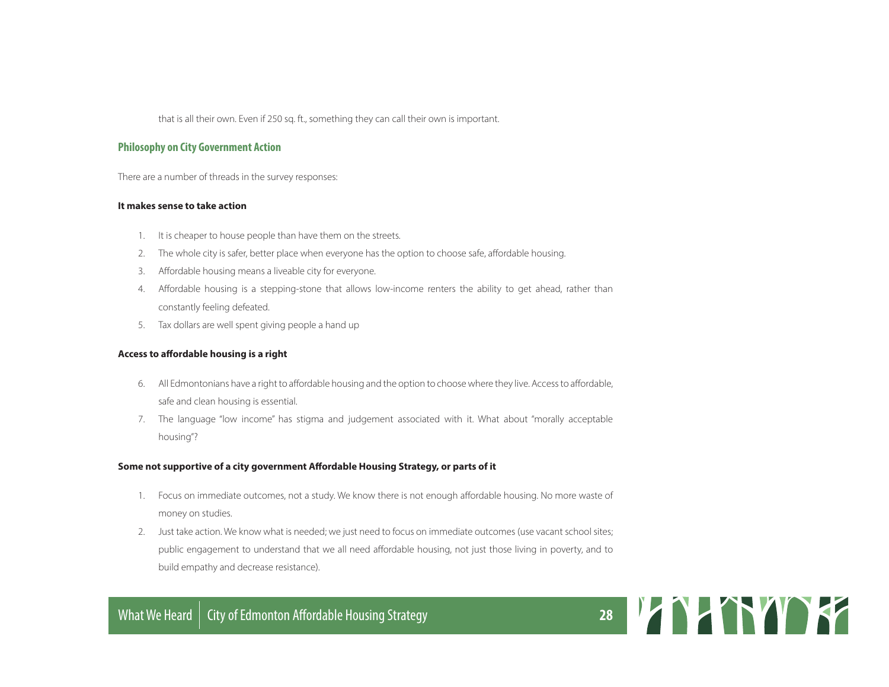that is all their own. Even if 250 sq. ft., something they can call their own is important.

### Philosophy on City Government Action

There are a number of threads in the survey responses:

**It makes sense to take action**

1. It is cheaper to house people than have them on the streets.
2. The whole city is safer, better place when everyone has the option to choose safe, affordable housing.
3. Affordable housing means a liveable city for everyone.
4. Affordable housing is a stepping-stone that allows low-income renters the ability to get ahead, rather than constantly feeling defeated.
5. Tax dollars are well spent giving people a hand up

**Access to affordable housing is a right**

6. All Edmontonians have a right to affordable housing and the option to choose where they live. Access to affordable, safe and clean housing is essential.
7. The language "low income" has stigma and judgement associated with it. What about "morally acceptable housing"?

**Some not supportive of a city government Affordable Housing Strategy, or parts of it**

1. Focus on immediate outcomes, not a study. We know there is not enough affordable housing. No more waste of money on studies.
2. Just take action. We know what is needed; we just need to focus on immediate outcomes (use vacant school sites; public engagement to understand that we all need affordable housing, not just those living in poverty, and to build empathy and decrease resistance).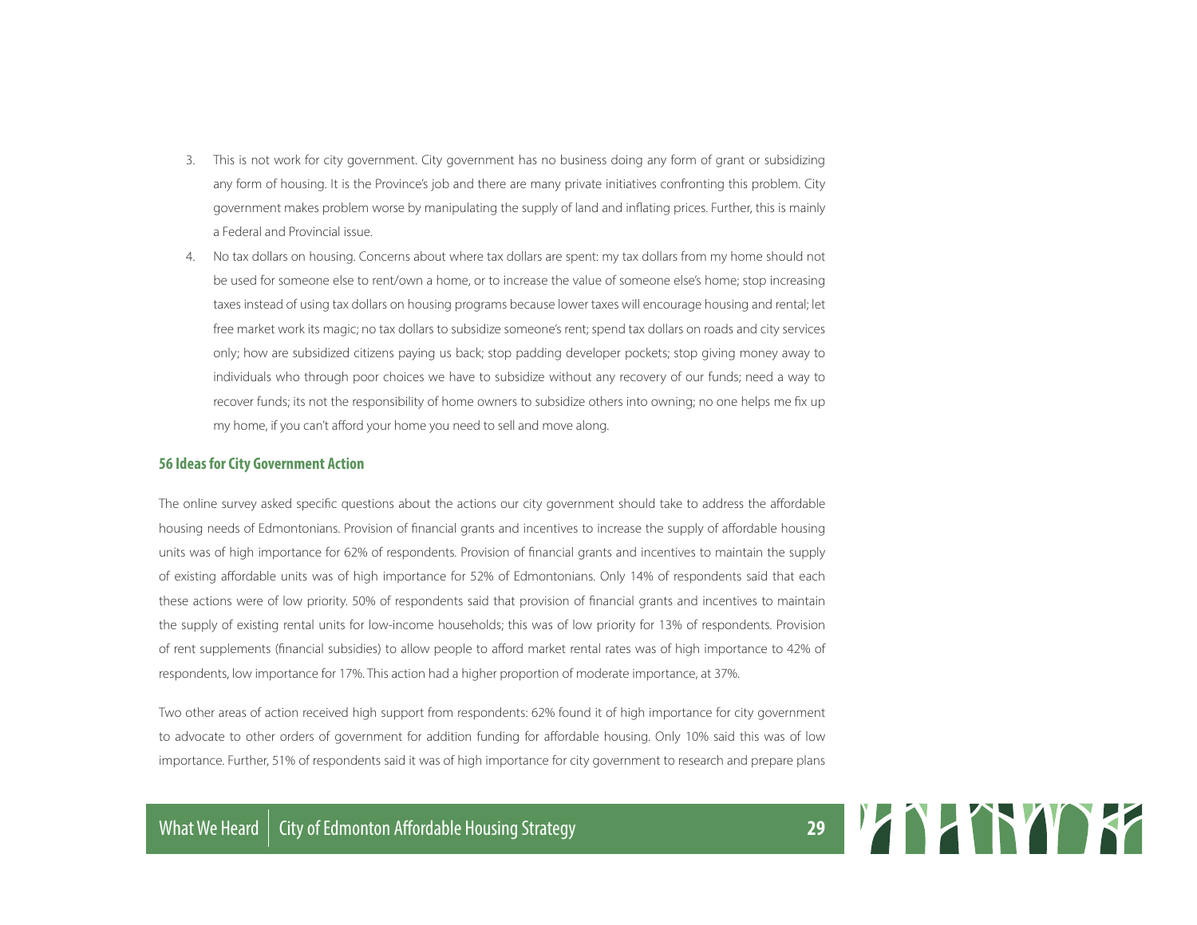3. This is not work for city government. City government has no business doing any form of grant or subsidizing any form of housing. It is the Province's job and there are many private initiatives confronting this problem. City government makes problem worse by manipulating the supply of land and inflating prices. Further, this is mainly a Federal and Provincial issue.
4. No tax dollars on housing. Concerns about where tax dollars are spent: my tax dollars from my home should not be used for someone else to rent/own a home, or to increase the value of someone else's home; stop increasing taxes instead of using tax dollars on housing programs because lower taxes will encourage housing and rental; let free market work its magic; no tax dollars to subsidize someone's rent; spend tax dollars on roads and city services only; how are subsidized citizens paying us back; stop padding developer pockets; stop giving money away to individuals who through poor choices we have to subsidize without any recovery of our funds; need a way to recover funds; its not the responsibility of home owners to subsidize others into owning; no one helps me fix up my home, if you can't afford your home you need to sell and move along.

### 56 Ideas for City Government Action

The online survey asked specific questions about the actions our city government should take to address the affordable housing needs of Edmontonians. Provision of financial grants and incentives to increase the supply of affordable housing units was of high importance for 62% of respondents. Provision of financial grants and incentives to maintain the supply of existing affordable units was of high importance for 52% of Edmontonians. Only 14% of respondents said that each these actions were of low priority. 50% of respondents said that provision of financial grants and incentives to maintain the supply of existing rental units for low-income households; this was of low priority for 13% of respondents. Provision of rent supplements (financial subsidies) to allow people to afford market rental rates was of high importance to 42% of respondents, low importance for 17%. This action had a higher proportion of moderate importance, at 37%.

Two other areas of action received high support from respondents: 62% found it of high importance for city government to advocate to other orders of government for addition funding for affordable housing. Only 10% said this was of low importance. Further, 51% of respondents said it was of high importance for city government to research and prepare plans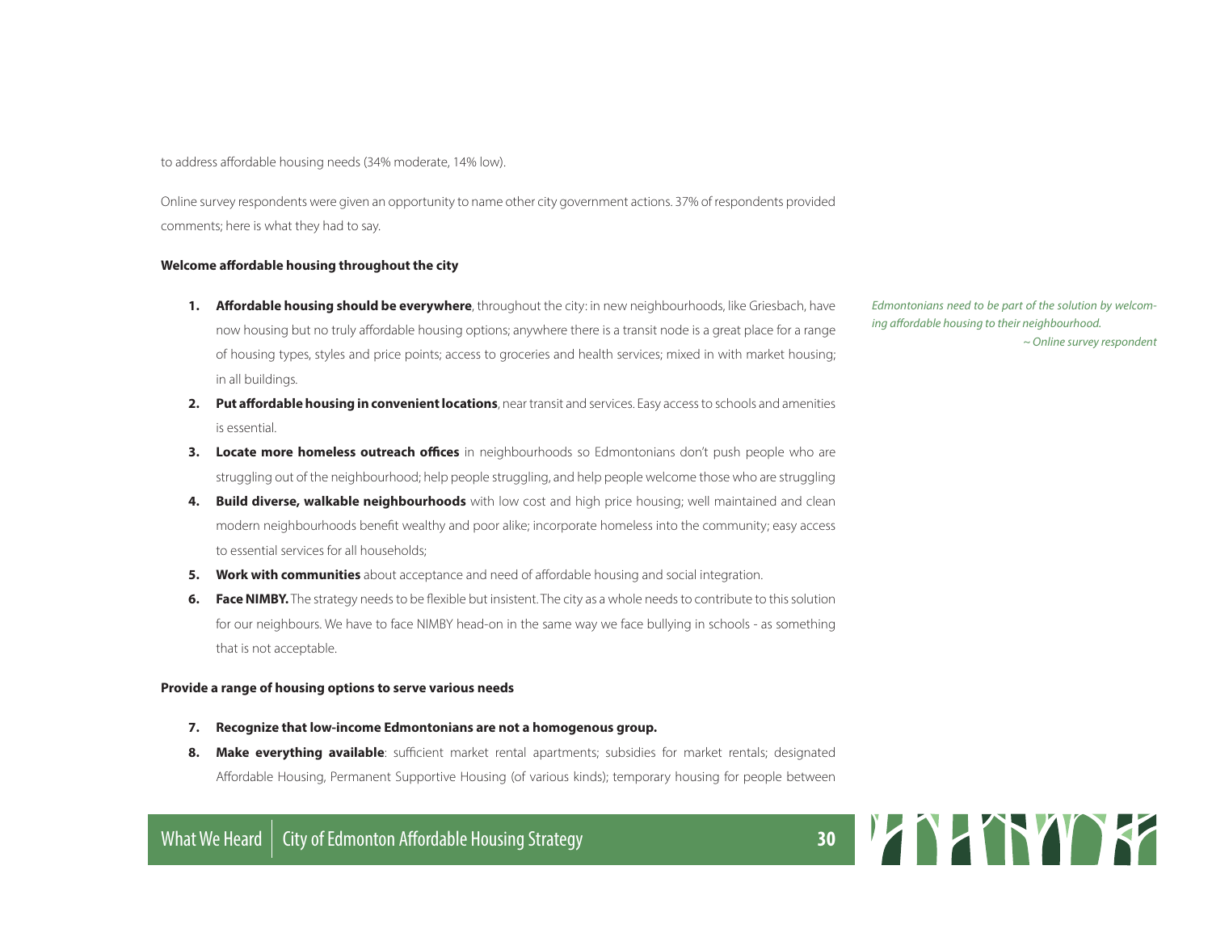to address affordable housing needs (34% moderate, 14% low).

Online survey respondents were given an opportunity to name other city government actions. 37% of respondents provided comments; here is what they had to say.

**Welcome affordable housing throughout the city**

1. **Affordable housing should be everywhere**, throughout the city: in new neighbourhoods, like Griesbach, have now housing but no truly affordable housing options; anywhere there is a transit node is a great place for a range of housing types, styles and price points; access to groceries and health services; mixed in with market housing; in all buildings.
2. **Put affordable housing in convenient locations**, near transit and services. Easy access to schools and amenities is essential.
3. **Locate more homeless outreach offices** in neighbourhoods so Edmontonians don't push people who are struggling out of the neighbourhood; help people struggling, and help people welcome those who are struggling
4. **Build diverse, walkable neighbourhoods** with low cost and high price housing; well maintained and clean modern neighbourhoods benefit wealthy and poor alike; incorporate homeless into the community; easy access to essential services for all households;
5. **Work with communities** about acceptance and need of affordable housing and social integration.
6. **Face NIMBY.** The strategy needs to be flexible but insistent. The city as a whole needs to contribute to this solution for our neighbours. We have to face NIMBY head-on in the same way we face bullying in schools - as something that is not acceptable.

*Edmontonians need to be part of the solution by welcoming affordable housing to their neighbourhood.*
*~ Online survey respondent*

**Provide a range of housing options to serve various needs**

7. **Recognize that low-income Edmontonians are not a homogenous group.**
8. **Make everything available**: sufficient market rental apartments; subsidies for market rentals; designated Affordable Housing, Permanent Supportive Housing (of various kinds); temporary housing for people between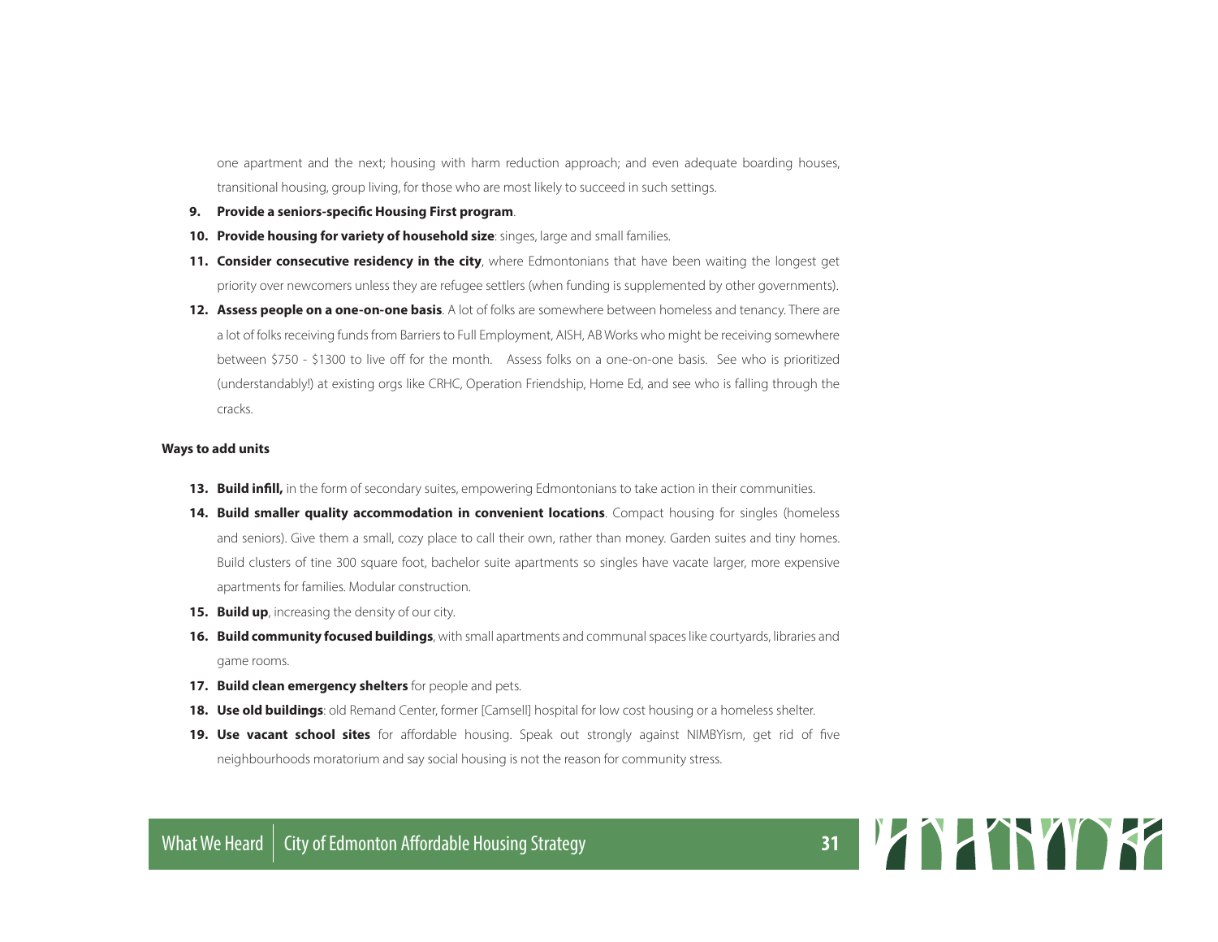one apartment and the next; housing with harm reduction approach; and even adequate boarding houses, transitional housing, group living, for those who are most likely to succeed in such settings.

9. **Provide a seniors-specific Housing First program**.
10. **Provide housing for variety of household size**: singes, large and small families.
11. **Consider consecutive residency in the city**, where Edmontonians that have been waiting the longest get priority over newcomers unless they are refugee settlers (when funding is supplemented by other governments).
12. **Assess people on a one-on-one basis**. A lot of folks are somewhere between homeless and tenancy. There are a lot of folks receiving funds from Barriers to Full Employment, AISH, AB Works who might be receiving somewhere between $750 - $1300 to live off for the month. Assess folks on a one-on-one basis. See who is prioritized (understandably!) at existing orgs like CRHC, Operation Friendship, Home Ed, and see who is falling through the cracks.

**Ways to add units**

13. **Build infill,** in the form of secondary suites, empowering Edmontonians to take action in their communities.
14. **Build smaller quality accommodation in convenient locations**. Compact housing for singles (homeless and seniors). Give them a small, cozy place to call their own, rather than money. Garden suites and tiny homes. Build clusters of tine 300 square foot, bachelor suite apartments so singles have vacate larger, more expensive apartments for families. Modular construction.
15. **Build up**, increasing the density of our city.
16. **Build community focused buildings**, with small apartments and communal spaces like courtyards, libraries and game rooms.
17. **Build clean emergency shelters** for people and pets.
18. **Use old buildings**: old Remand Center, former [Camsell] hospital for low cost housing or a homeless shelter.
19. **Use vacant school sites** for affordable housing. Speak out strongly against NIMBYism, get rid of five neighbourhoods moratorium and say social housing is not the reason for community stress.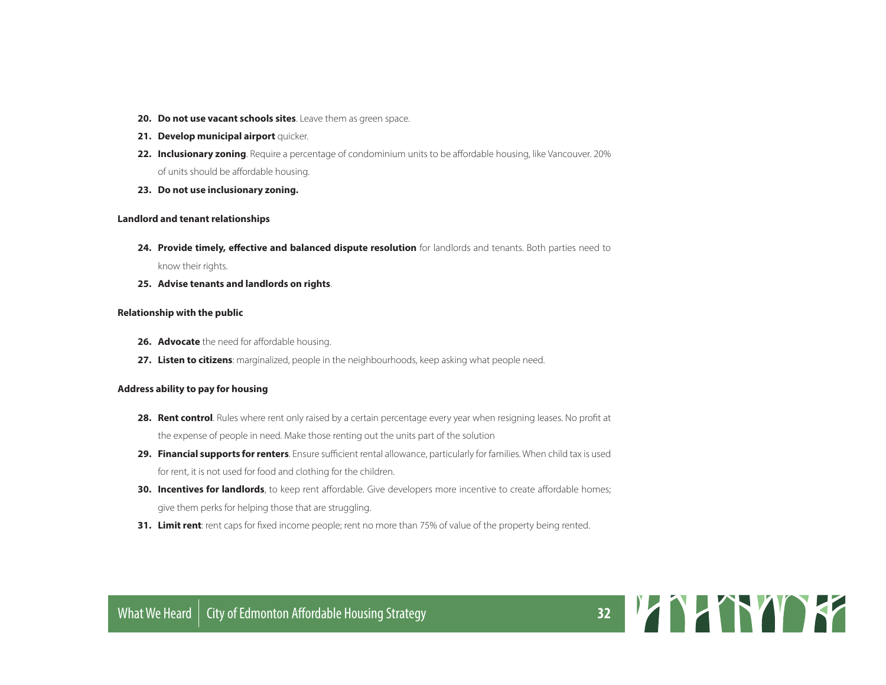20. **Do not use vacant schools sites**. Leave them as green space.
21. **Develop municipal airport** quicker.
22. **Inclusionary zoning**. Require a percentage of condominium units to be affordable housing, like Vancouver. 20% of units should be affordable housing.
23. **Do not use inclusionary zoning.**

**Landlord and tenant relationships**

24. **Provide timely, effective and balanced dispute resolution** for landlords and tenants. Both parties need to know their rights.
25. **Advise tenants and landlords on rights**.

**Relationship with the public**

26. **Advocate** the need for affordable housing.
27. **Listen to citizens**: marginalized, people in the neighbourhoods, keep asking what people need.

**Address ability to pay for housing**

28. **Rent control**. Rules where rent only raised by a certain percentage every year when resigning leases. No profit at the expense of people in need. Make those renting out the units part of the solution
29. **Financial supports for renters**. Ensure sufficient rental allowance, particularly for families. When child tax is used for rent, it is not used for food and clothing for the children.
30. **Incentives for landlords**, to keep rent affordable. Give developers more incentive to create affordable homes; give them perks for helping those that are struggling.
31. **Limit rent**: rent caps for fixed income people; rent no more than 75% of value of the property being rented.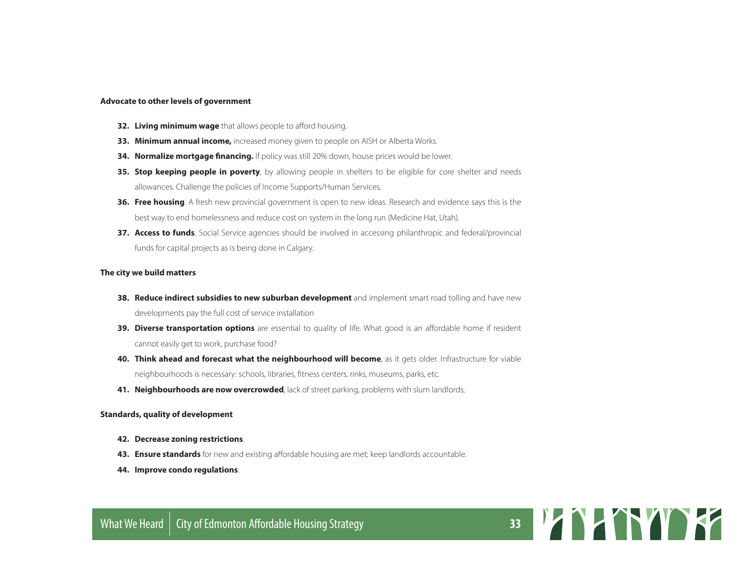**Advocate to other levels of government**

32. **Living minimum wage** that allows people to afford housing.
33. **Minimum annual income,** increased money given to people on AISH or Alberta Works.
34. **Normalize mortgage financing.** If policy was still 20% down, house prices would be lower.
35. **Stop keeping people in poverty**, by allowing people in shelters to be eligible for core shelter and needs allowances. Challenge the policies of Income Supports/Human Services.
36. **Free housing**. A fresh new provincial government is open to new ideas. Research and evidence says this is the best way to end homelessness and reduce cost on system in the long run (Medicine Hat, Utah).
37. **Access to funds**. Social Service agencies should be involved in accessing philanthropic and federal/provincial funds for capital projects as is being done in Calgary.

**The city we build matters**

38. **Reduce indirect subsidies to new suburban development** and implement smart road tolling and have new developments pay the full cost of service installation
39. **Diverse transportation options** are essential to quality of life. What good is an affordable home if resident cannot easily get to work, purchase food?
40. **Think ahead and forecast what the neighbourhood will become**, as it gets older. Infrastructure for viable neighbourhoods is necessary: schools, libraries, fitness centers, rinks, museums, parks, etc.
41. **Neighbourhoods are now overcrowded**, lack of street parking, problems with slum landlords,

**Standards, quality of development**

42. **Decrease zoning restrictions**.
43. **Ensure standards** for new and existing affordable housing are met; keep landlords accountable.
44. **Improve condo regulations**.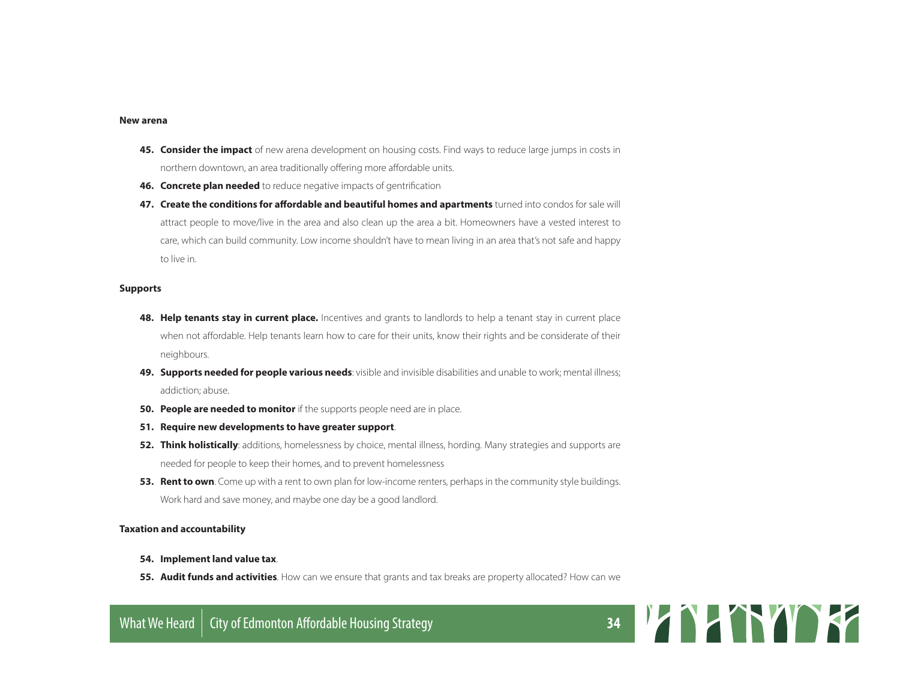**New arena**

45. **Consider the impact** of new arena development on housing costs. Find ways to reduce large jumps in costs in northern downtown, an area traditionally offering more affordable units.
46. **Concrete plan needed** to reduce negative impacts of gentrification
47. **Create the conditions for affordable and beautiful homes and apartments** turned into condos for sale will attract people to move/live in the area and also clean up the area a bit. Homeowners have a vested interest to care, which can build community. Low income shouldn't have to mean living in an area that's not safe and happy to live in.

**Supports**

48. **Help tenants stay in current place.** Incentives and grants to landlords to help a tenant stay in current place when not affordable. Help tenants learn how to care for their units, know their rights and be considerate of their neighbours.
49. **Supports needed for people various needs**: visible and invisible disabilities and unable to work; mental illness; addiction; abuse.
50. **People are needed to monitor** if the supports people need are in place.
51. **Require new developments to have greater support**.
52. **Think holistically**: additions, homelessness by choice, mental illness, hording. Many strategies and supports are needed for people to keep their homes, and to prevent homelessness
53. **Rent to own**. Come up with a rent to own plan for low-income renters, perhaps in the community style buildings. Work hard and save money, and maybe one day be a good landlord.

**Taxation and accountability**

54. **Implement land value tax**.
55. **Audit funds and activities**. How can we ensure that grants and tax breaks are property allocated? How can we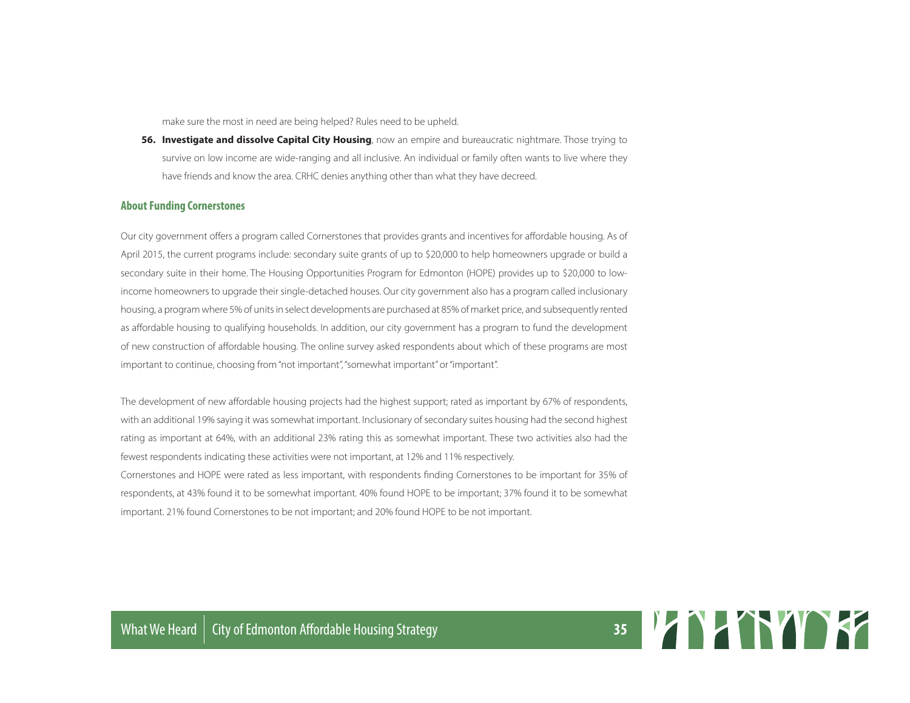make sure the most in need are being helped? Rules need to be upheld.

56. **Investigate and dissolve Capital City Housing**, now an empire and bureaucratic nightmare. Those trying to survive on low income are wide-ranging and all inclusive. An individual or family often wants to live where they have friends and know the area. CRHC denies anything other than what they have decreed.

### About Funding Cornerstones

Our city government offers a program called Cornerstones that provides grants and incentives for affordable housing. As of April 2015, the current programs include: secondary suite grants of up to $20,000 to help homeowners upgrade or build a secondary suite in their home. The Housing Opportunities Program for Edmonton (HOPE) provides up to $20,000 to low-income homeowners to upgrade their single-detached houses. Our city government also has a program called inclusionary housing, a program where 5% of units in select developments are purchased at 85% of market price, and subsequently rented as affordable housing to qualifying households. In addition, our city government has a program to fund the development of new construction of affordable housing. The online survey asked respondents about which of these programs are most important to continue, choosing from "not important", "somewhat important" or "important".

The development of new affordable housing projects had the highest support; rated as important by 67% of respondents, with an additional 19% saying it was somewhat important. Inclusionary of secondary suites housing had the second highest rating as important at 64%, with an additional 23% rating this as somewhat important. These two activities also had the fewest respondents indicating these activities were not important, at 12% and 11% respectively.

Cornerstones and HOPE were rated as less important, with respondents finding Cornerstones to be important for 35% of respondents, at 43% found it to be somewhat important. 40% found HOPE to be important; 37% found it to be somewhat important. 21% found Cornerstones to be not important; and 20% found HOPE to be not important.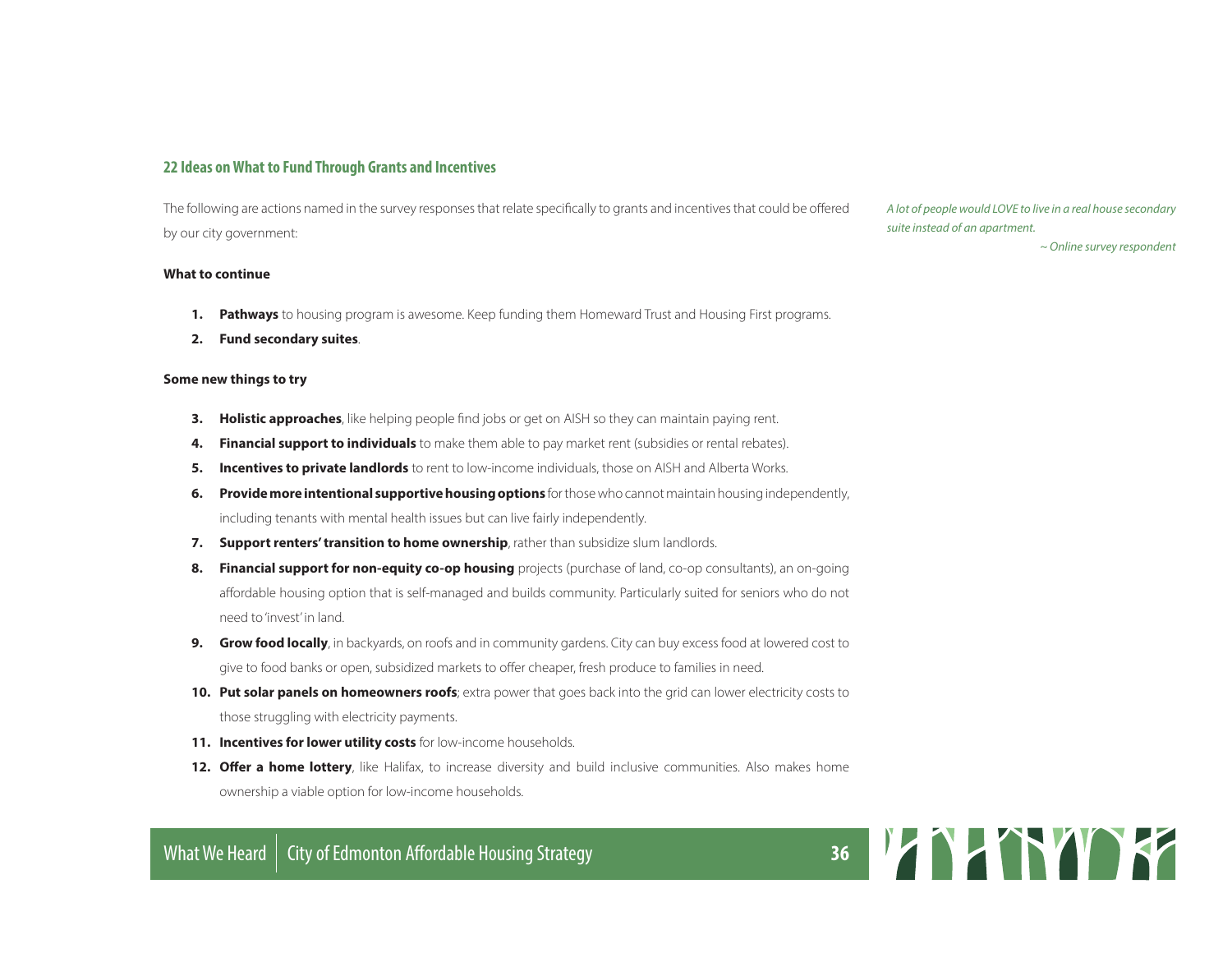### 22 Ideas on What to Fund Through Grants and Incentives

The following are actions named in the survey responses that relate specifically to grants and incentives that could be offered by our city government:

*A lot of people would LOVE to live in a real house secondary suite instead of an apartment.*

*~ Online survey respondent*

**What to continue**

1. **Pathways** to housing program is awesome. Keep funding them Homeward Trust and Housing First programs.
2. **Fund secondary suites**.

**Some new things to try**

3. **Holistic approaches**, like helping people find jobs or get on AISH so they can maintain paying rent.
4. **Financial support to individuals** to make them able to pay market rent (subsidies or rental rebates).
5. **Incentives to private landlords** to rent to low-income individuals, those on AISH and Alberta Works.
6. **Provide more intentional supportive housing options** for those who cannot maintain housing independently, including tenants with mental health issues but can live fairly independently.
7. **Support renters' transition to home ownership**, rather than subsidize slum landlords.
8. **Financial support for non-equity co-op housing** projects (purchase of land, co-op consultants), an on-going affordable housing option that is self-managed and builds community. Particularly suited for seniors who do not need to 'invest' in land.
9. **Grow food locally**, in backyards, on roofs and in community gardens. City can buy excess food at lowered cost to give to food banks or open, subsidized markets to offer cheaper, fresh produce to families in need.
10. **Put solar panels on homeowners roofs**; extra power that goes back into the grid can lower electricity costs to those struggling with electricity payments.
11. **Incentives for lower utility costs** for low-income households.
12. **Offer a home lottery**, like Halifax, to increase diversity and build inclusive communities. Also makes home ownership a viable option for low-income households.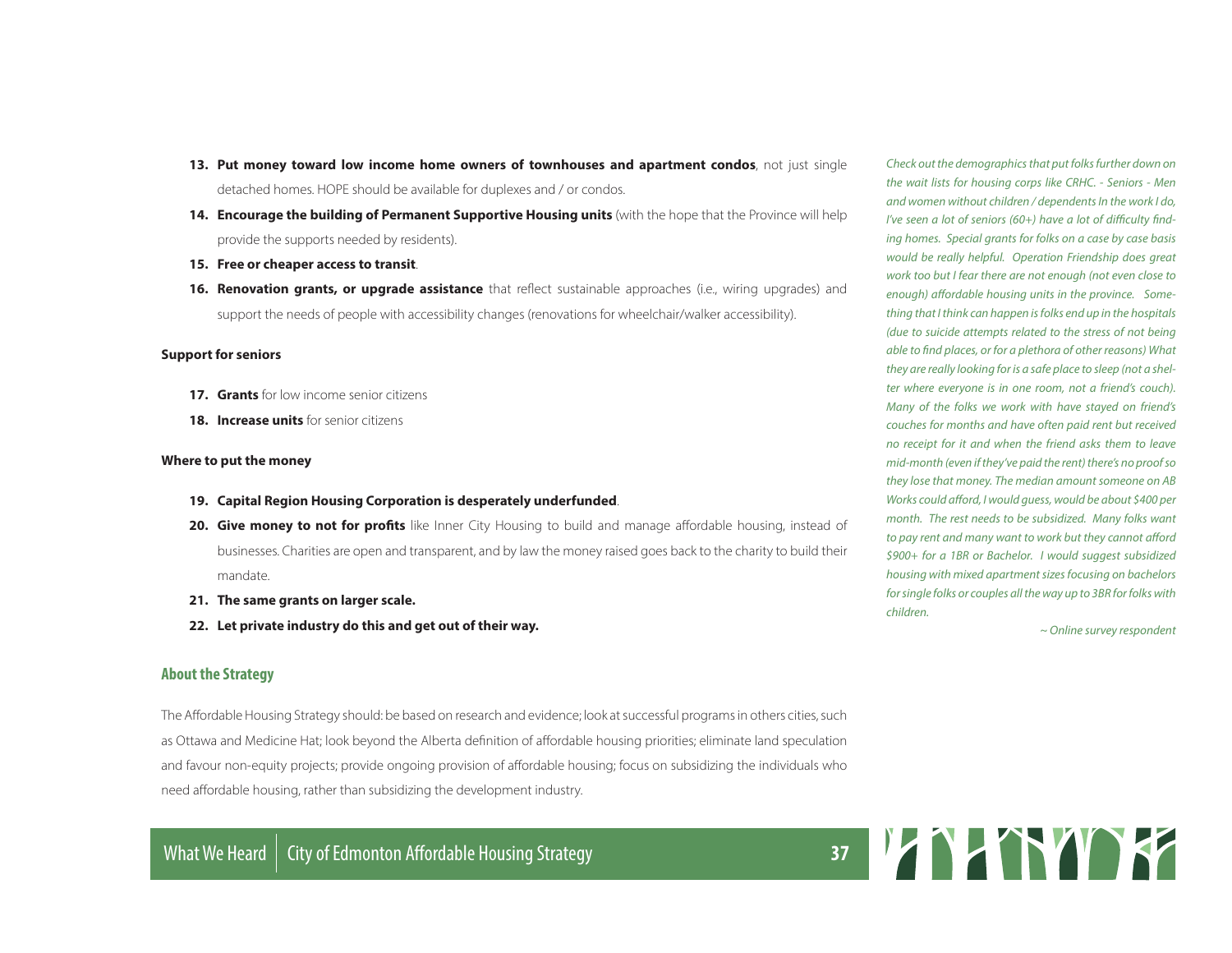13. **Put money toward low income home owners of townhouses and apartment condos**, not just single detached homes. HOPE should be available for duplexes and / or condos.
14. **Encourage the building of Permanent Supportive Housing units** (with the hope that the Province will help provide the supports needed by residents).
15. **Free or cheaper access to transit**.
16. **Renovation grants, or upgrade assistance** that reflect sustainable approaches (i.e., wiring upgrades) and support the needs of people with accessibility changes (renovations for wheelchair/walker accessibility).

**Support for seniors**

17. **Grants** for low income senior citizens
18. **Increase units** for senior citizens

**Where to put the money**

19. **Capital Region Housing Corporation is desperately underfunded**.
20. **Give money to not for profits** like Inner City Housing to build and manage affordable housing, instead of businesses. Charities are open and transparent, and by law the money raised goes back to the charity to build their mandate.
21. **The same grants on larger scale.**
22. **Let private industry do this and get out of their way.**

## About the Strategy

The Affordable Housing Strategy should: be based on research and evidence; look at successful programs in others cities, such as Ottawa and Medicine Hat; look beyond the Alberta definition of affordable housing priorities; eliminate land speculation and favour non-equity projects; provide ongoing provision of affordable housing; focus on subsidizing the individuals who need affordable housing, rather than subsidizing the development industry.

*Check out the demographics that put folks further down on the wait lists for housing corps like CRHC. - Seniors - Men and women without children / dependents In the work I do, I've seen a lot of seniors (60+) have a lot of difficulty finding homes. Special grants for folks on a case by case basis would be really helpful. Operation Friendship does great work too but I fear there are not enough (not even close to enough) affordable housing units in the province. Something that I think can happen is folks end up in the hospitals (due to suicide attempts related to the stress of not being able to find places, or for a plethora of other reasons) What they are really looking for is a safe place to sleep (not a shelter where everyone is in one room, not a friend's couch). Many of the folks we work with have stayed on friend's couches for months and have often paid rent but received no receipt for it and when the friend asks them to leave mid-month (even if they've paid the rent) there's no proof so they lose that money. The median amount someone on AB Works could afford, I would guess, would be about $400 per month. The rest needs to be subsidized. Many folks want to pay rent and many want to work but they cannot afford $900+ for a 1BR or Bachelor. I would suggest subsidized housing with mixed apartment sizes focusing on bachelors for single folks or couples all the way up to 3BR for folks with children.*

*~ Online survey respondent*